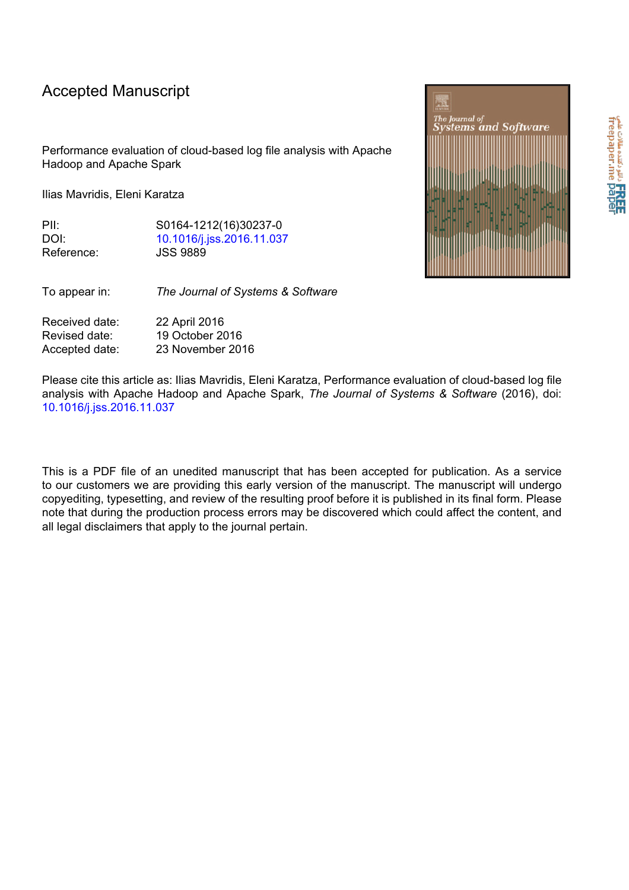Accepted Manuscript

Performance evaluation of cloud-based log file analysis with Apache Hadoop and Apache Spark

Ilias Mavridis, Eleni Karatza

| | |
|---|---|
| PII: | S0164-1212(16)30237-0 |
| DOI: | 10.1016/j.jss.2016.11.037 |
| Reference: | JSS 9889 |

To appear in: *The Journal of Systems & Software*

| | |
|---|---|
| Received date: | 22 April 2016 |
| Revised date: | 19 October 2016 |
| Accepted date: | 23 November 2016 |

Please cite this article as: Ilias Mavridis, Eleni Karatza, Performance evaluation of cloud-based log file analysis with Apache Hadoop and Apache Spark, *The Journal of Systems & Software* (2016), doi: 10.1016/j.jss.2016.11.037

This is a PDF file of an unedited manuscript that has been accepted for publication. As a service to our customers we are providing this early version of the manuscript. The manuscript will undergo copyediting, typesetting, and review of the resulting proof before it is published in its final form. Please note that during the production process errors may be discovered which could affect the content, and all legal disclaimers that apply to the journal pertain.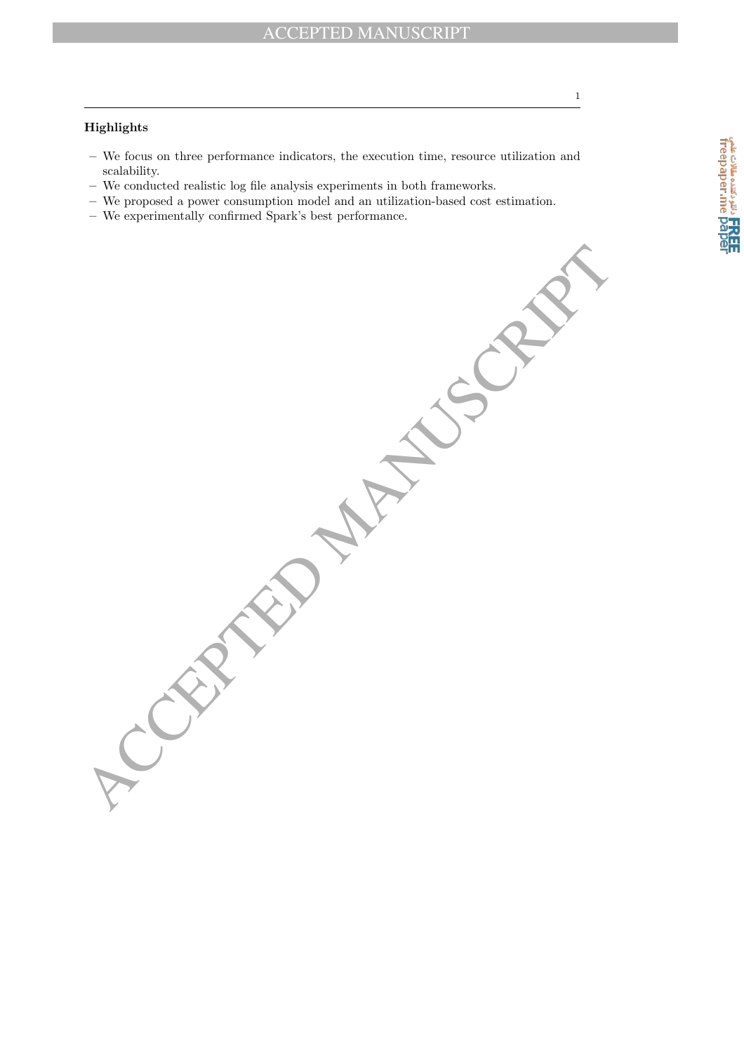### Highlights

- We focus on three performance indicators, the execution time, resource utilization and scalability.
- We conducted realistic log file analysis experiments in both frameworks.
- We proposed a power consumption model and an utilization-based cost estimation.
- We experimentally confirmed Spark's best performance.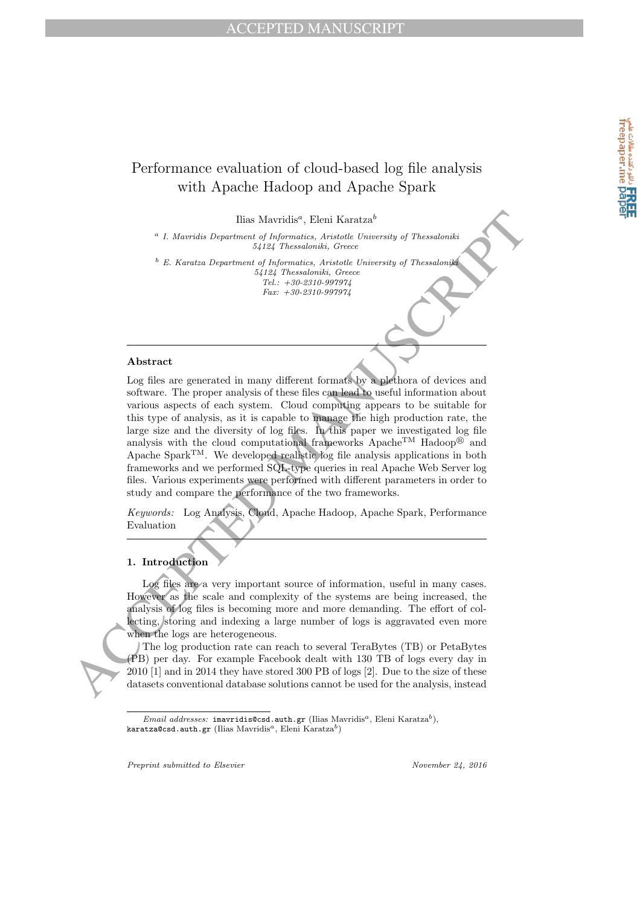# Performance evaluation of cloud-based log file analysis with Apache Hadoop and Apache Spark

Ilias Mavridis[a], Eleni Karatza[b]

[a] *I. Mavridis Department of Informatics, Aristotle University of Thessaloniki 54124 Thessaloniki, Greece*

[b] *E. Karatza Department of Informatics, Aristotle University of Thessaloniki 54124 Thessaloniki, Greece Tel.: +30-2310-997974 Fax: +30-2310-997974*

---

## Abstract

Log files are generated in many different formats by a plethora of devices and software. The proper analysis of these files can lead to useful information about various aspects of each system. Cloud computing appears to be suitable for this type of analysis, as it is capable to manage the high production rate, the large size and the diversity of log files. In this paper we investigated log file analysis with the cloud computational frameworks Apache™ Hadoop® and Apache Spark™. We developed realistic log file analysis applications in both frameworks and we performed SQL-type queries in real Apache Web Server log files. Various experiments were performed with different parameters in order to study and compare the performance of the two frameworks.

*Keywords:* Log Analysis, Cloud, Apache Hadoop, Apache Spark, Performance Evaluation

---

## 1. Introduction

Log files are a very important source of information, useful in many cases. However as the scale and complexity of the systems are being increased, the analysis of log files is becoming more and more demanding. The effort of collecting, storing and indexing a large number of logs is aggravated even more when the logs are heterogeneous.

The log production rate can reach to several TeraBytes (TB) or PetaBytes (PB) per day. For example Facebook dealt with 130 TB of logs every day in 2010 [1] and in 2014 they have stored 300 PB of logs [2]. Due to the size of these datasets conventional database solutions cannot be used for the analysis, instead

---

*Email addresses:* `imavridis@csd.auth.gr` (Ilias Mavridis[a], Eleni Karatza[b]), `karatza@csd.auth.gr` (Ilias Mavridis[a], Eleni Karatza[b])

*Preprint submitted to Elsevier* *November 24, 2016*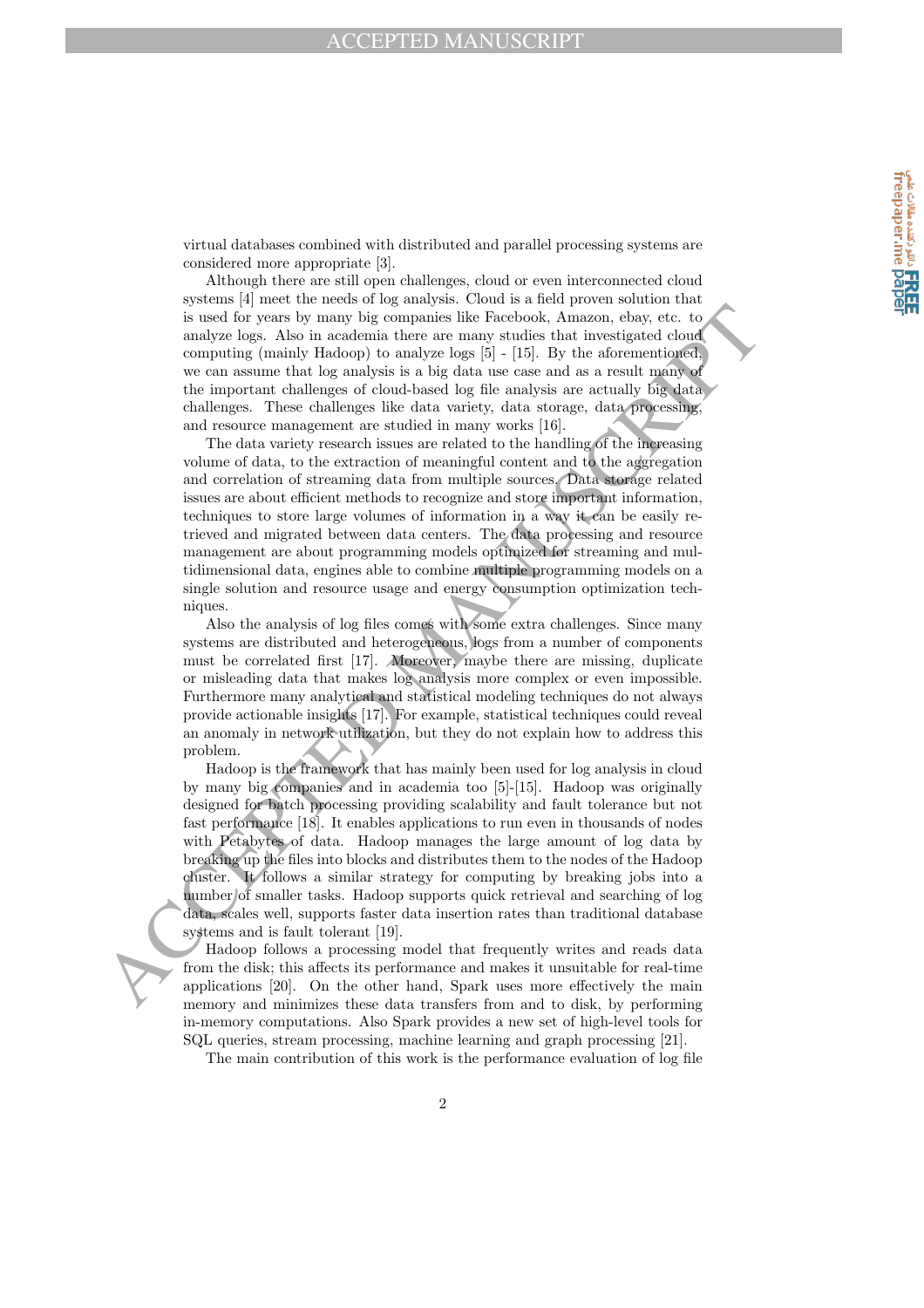virtual databases combined with distributed and parallel processing systems are considered more appropriate [3].

Although there are still open challenges, cloud or even interconnected cloud systems [4] meet the needs of log analysis. Cloud is a field proven solution that is used for years by many big companies like Facebook, Amazon, ebay, etc. to analyze logs. Also in academia there are many studies that investigated cloud computing (mainly Hadoop) to analyze logs [5] - [15]. By the aforementioned, we can assume that log analysis is a big data use case and as a result many of the important challenges of cloud-based log file analysis are actually big data challenges. These challenges like data variety, data storage, data processing, and resource management are studied in many works [16].

The data variety research issues are related to the handling of the increasing volume of data, to the extraction of meaningful content and to the aggregation and correlation of streaming data from multiple sources. Data storage related issues are about efficient methods to recognize and store important information, techniques to store large volumes of information in a way it can be easily retrieved and migrated between data centers. The data processing and resource management are about programming models optimized for streaming and multidimensional data, engines able to combine multiple programming models on a single solution and resource usage and energy consumption optimization techniques.

Also the analysis of log files comes with some extra challenges. Since many systems are distributed and heterogeneous, logs from a number of components must be correlated first [17]. Moreover, maybe there are missing, duplicate or misleading data that makes log analysis more complex or even impossible. Furthermore many analytical and statistical modeling techniques do not always provide actionable insights [17]. For example, statistical techniques could reveal an anomaly in network utilization, but they do not explain how to address this problem.

Hadoop is the framework that has mainly been used for log analysis in cloud by many big companies and in academia too [5]-[15]. Hadoop was originally designed for batch processing providing scalability and fault tolerance but not fast performance [18]. It enables applications to run even in thousands of nodes with Petabytes of data. Hadoop manages the large amount of log data by breaking up the files into blocks and distributes them to the nodes of the Hadoop cluster. It follows a similar strategy for computing by breaking jobs into a number of smaller tasks. Hadoop supports quick retrieval and searching of log data, scales well, supports faster data insertion rates than traditional database systems and is fault tolerant [19].

Hadoop follows a processing model that frequently writes and reads data from the disk; this affects its performance and makes it unsuitable for real-time applications [20]. On the other hand, Spark uses more effectively the main memory and minimizes these data transfers from and to disk, by performing in-memory computations. Also Spark provides a new set of high-level tools for SQL queries, stream processing, machine learning and graph processing [21].

The main contribution of this work is the performance evaluation of log file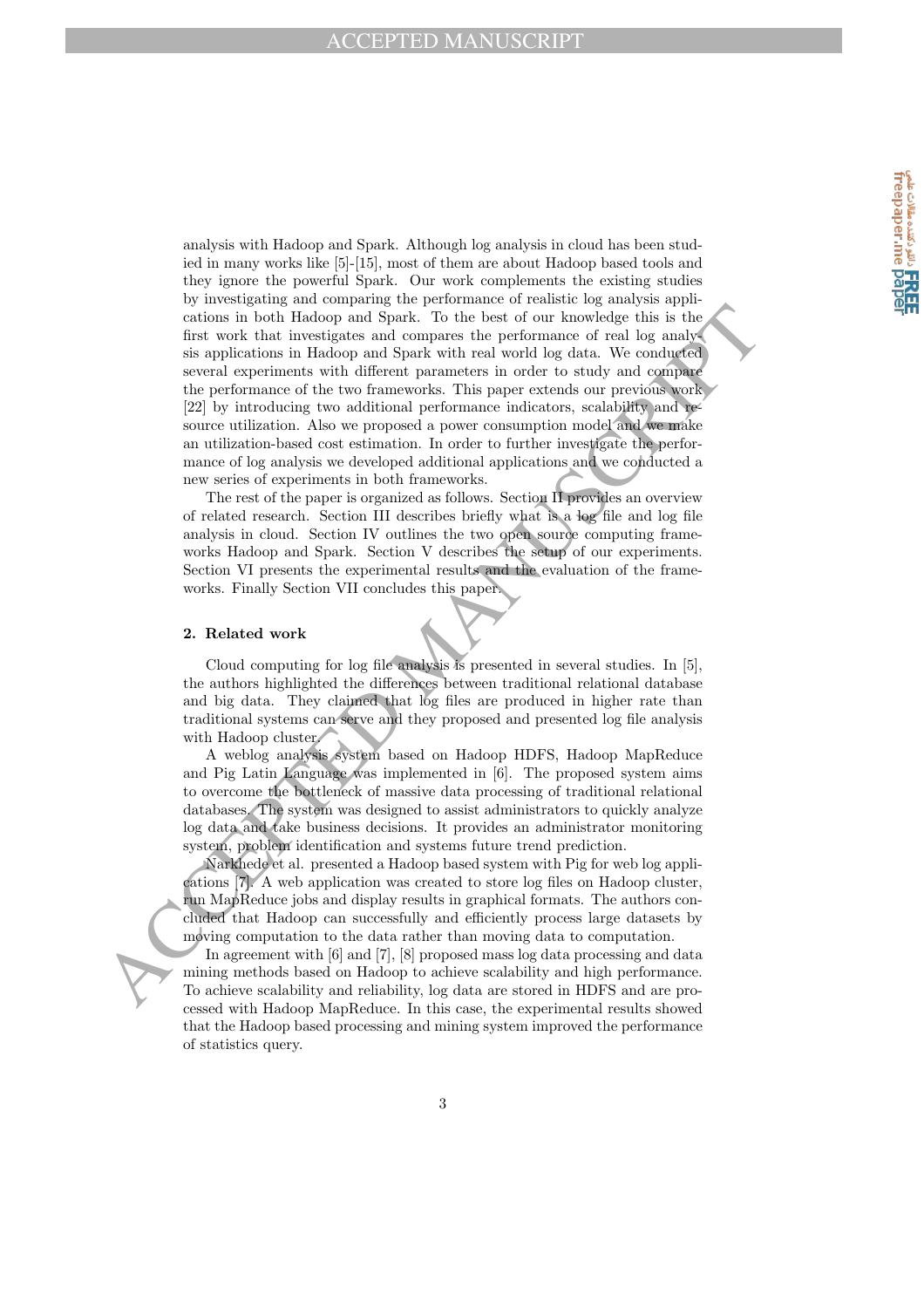analysis with Hadoop and Spark. Although log analysis in cloud has been studied in many works like [5]-[15], most of them are about Hadoop based tools and they ignore the powerful Spark. Our work complements the existing studies by investigating and comparing the performance of realistic log analysis applications in both Hadoop and Spark. To the best of our knowledge this is the first work that investigates and compares the performance of real log analysis applications in Hadoop and Spark with real world log data. We conducted several experiments with different parameters in order to study and compare the performance of the two frameworks. This paper extends our previous work [22] by introducing two additional performance indicators, scalability and resource utilization. Also we proposed a power consumption model and we make an utilization-based cost estimation. In order to further investigate the performance of log analysis we developed additional applications and we conducted a new series of experiments in both frameworks.

The rest of the paper is organized as follows. Section II provides an overview of related research. Section III describes briefly what is a log file and log file analysis in cloud. Section IV outlines the two open source computing frameworks Hadoop and Spark. Section V describes the setup of our experiments. Section VI presents the experimental results and the evaluation of the frameworks. Finally Section VII concludes this paper.

## 2. Related work

Cloud computing for log file analysis is presented in several studies. In [5], the authors highlighted the differences between traditional relational database and big data. They claimed that log files are produced in higher rate than traditional systems can serve and they proposed and presented log file analysis with Hadoop cluster.

A weblog analysis system based on Hadoop HDFS, Hadoop MapReduce and Pig Latin Language was implemented in [6]. The proposed system aims to overcome the bottleneck of massive data processing of traditional relational databases. The system was designed to assist administrators to quickly analyze log data and take business decisions. It provides an administrator monitoring system, problem identification and systems future trend prediction.

Narkhede et al. presented a Hadoop based system with Pig for web log applications [7]. A web application was created to store log files on Hadoop cluster, run MapReduce jobs and display results in graphical formats. The authors concluded that Hadoop can successfully and efficiently process large datasets by moving computation to the data rather than moving data to computation.

In agreement with [6] and [7], [8] proposed mass log data processing and data mining methods based on Hadoop to achieve scalability and high performance. To achieve scalability and reliability, log data are stored in HDFS and are processed with Hadoop MapReduce. In this case, the experimental results showed that the Hadoop based processing and mining system improved the performance of statistics query.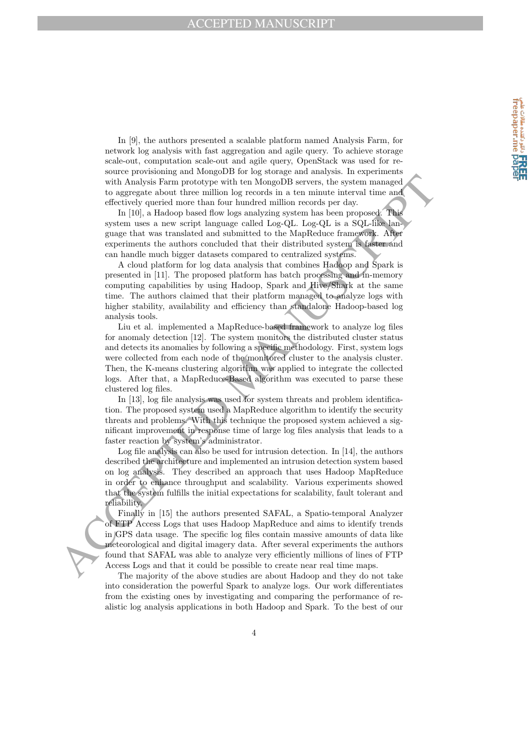In [9], the authors presented a scalable platform named Analysis Farm, for network log analysis with fast aggregation and agile query. To achieve storage scale-out, computation scale-out and agile query, OpenStack was used for resource provisioning and MongoDB for log storage and analysis. In experiments with Analysis Farm prototype with ten MongoDB servers, the system managed to aggregate about three million log records in a ten minute interval time and effectively queried more than four hundred million records per day.

In [10], a Hadoop based flow logs analyzing system has been proposed. This system uses a new script language called Log-QL. Log-QL is a SQL-like language that was translated and submitted to the MapReduce framework. After experiments the authors concluded that their distributed system is faster and can handle much bigger datasets compared to centralized systems.

A cloud platform for log data analysis that combines Hadoop and Spark is presented in [11]. The proposed platform has batch processing and in-memory computing capabilities by using Hadoop, Spark and Hive/Shark at the same time. The authors claimed that their platform managed to analyze logs with higher stability, availability and efficiency than standalone Hadoop-based log analysis tools.

Liu et al. implemented a MapReduce-based framework to analyze log files for anomaly detection [12]. The system monitors the distributed cluster status and detects its anomalies by following a specific methodology. First, system logs were collected from each node of the monitored cluster to the analysis cluster. Then, the K-means clustering algorithm was applied to integrate the collected logs. After that, a MapReduce-Based algorithm was executed to parse these clustered log files.

In [13], log file analysis was used for system threats and problem identification. The proposed system used a MapReduce algorithm to identify the security threats and problems. With this technique the proposed system achieved a significant improvement in response time of large log files analysis that leads to a faster reaction by system's administrator.

Log file analysis can also be used for intrusion detection. In [14], the authors described the architecture and implemented an intrusion detection system based on log analysis. They described an approach that uses Hadoop MapReduce in order to enhance throughput and scalability. Various experiments showed that the system fulfills the initial expectations for scalability, fault tolerant and reliability.

Finally in [15] the authors presented SAFAL, a Spatio-temporal Analyzer of FTP Access Logs that uses Hadoop MapReduce and aims to identify trends in GPS data usage. The specific log files contain massive amounts of data like meteorological and digital imagery data. After several experiments the authors found that SAFAL was able to analyze very efficiently millions of lines of FTP Access Logs and that it could be possible to create near real time maps.

The majority of the above studies are about Hadoop and they do not take into consideration the powerful Spark to analyze logs. Our work differentiates from the existing ones by investigating and comparing the performance of realistic log analysis applications in both Hadoop and Spark. To the best of our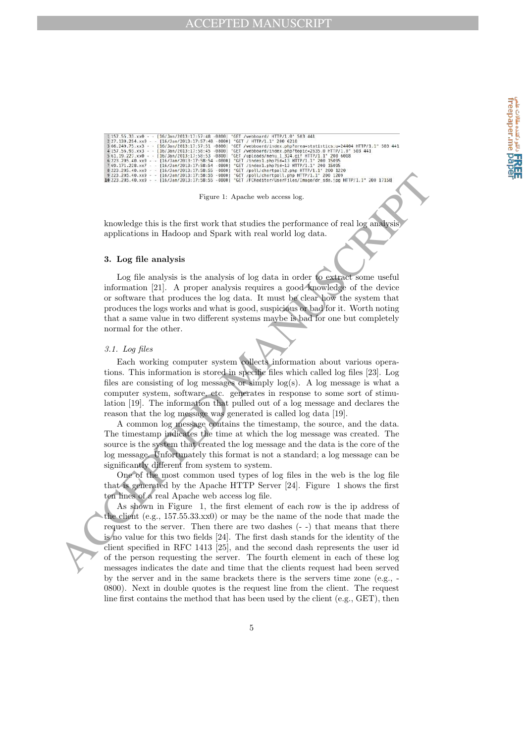```
1 157.55.33.xx0 - - [16/Jan/2013:17:57:48 -0800] "GET /webboard/ HTTP/1.0" 503 441
2 27.130.254.xx0 - - [16/Jan/2013:17:57:48 -0800] "GET / HTTP/1.1" 200 6210
3 66.249.75.xx3 - - [16/Jan/2013:17:57:51 -0800] "GET /webboard/index.php?area=statistics;u=24404 HTTP/1.1" 503 441
4 157.56.93.xx3 - - [16/Jan/2013:17:58:45 -0800] "GET /webboard/index.php?topic=2635.0 HTTP/1.0" 503 441
5 61.19.227.xx0 - - [16/Jan/2013:17:58:53 -0800] "GET /uploads/menu_1_324.gif HTTP/1.1" 200 6018
6 223.205.40.xx9 - - [16/Jan/2013:17:58:54 -0800] "GET /index1.php?id=13 HTTP/1.1" 200 15095
7 60.171.228.xx7 - - [16/Jan/2013:17:58:54 -0800] "GET /index1.php?id=13 HTTP/1.1" 200 15095
8 223.205.40.xx9 - - [16/Jan/2013:17:58:55 -0800] "GET /poll/chartpoll2.php HTTP/1.1" 200 1220
9 223.205.40.xx9 - - [16/Jan/2013:17:58:55 -0800] "GET /poll/chartpoll.php HTTP/1.1" 200 1209
10 223.205.40.xx9 - - [16/Jan/2013:17:58:55 -0800] "GET /FCKeditor/UserFiles/Image/dr_sda.jpg HTTP/1.1" 200 17158
```

Figure 1: Apache web access log.

knowledge this is the first work that studies the performance of real log analysis applications in Hadoop and Spark with real world log data.

## 3. Log file analysis

Log file analysis is the analysis of log data in order to extract some useful information [21]. A proper analysis requires a good knowledge of the device or software that produces the log data. It must be clear how the system that produces the logs works and what is good, suspicious or bad for it. Worth noting that a same value in two different systems maybe is bad for one but completely normal for the other.

### *3.1. Log files*

Each working computer system collects information about various operations. This information is stored in specific files which called log files [23]. Log files are consisting of log messages or simply log(s). A log message is what a computer system, software, etc. generates in response to some sort of stimulation [19]. The information that pulled out of a log message and declares the reason that the log message was generated is called log data [19].

A common log message contains the timestamp, the source, and the data. The timestamp indicates the time at which the log message was created. The source is the system that created the log message and the data is the core of the log message. Unfortunately this format is not a standard; a log message can be significantly different from system to system.

One of the most common used types of log files in the web is the log file that is generated by the Apache HTTP Server [24]. Figure 1 shows the first ten lines of a real Apache web access log file.

As shown in Figure 1, the first element of each row is the ip address of the client (e.g., 157.55.33.xx0) or may be the name of the node that made the request to the server. Then there are two dashes (- -) that means that there is no value for this two fields [24]. The first dash stands for the identity of the client specified in RFC 1413 [25], and the second dash represents the user id of the person requesting the server. The fourth element in each of these log messages indicates the date and time that the clients request had been served by the server and in the same brackets there is the servers time zone (e.g., -0800). Next in double quotes is the request line from the client. The request line first contains the method that has been used by the client (e.g., GET), then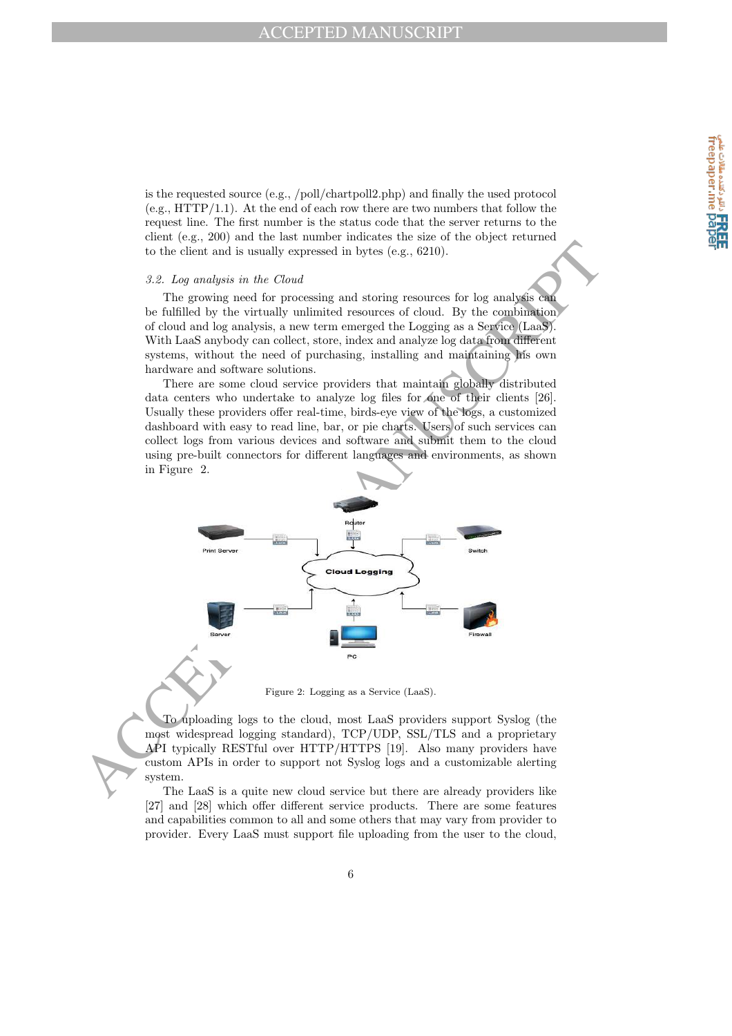is the requested source (e.g., /poll/chartpoll2.php) and finally the used protocol (e.g., HTTP/1.1). At the end of each row there are two numbers that follow the request line. The first number is the status code that the server returns to the client (e.g., 200) and the last number indicates the size of the object returned to the client and is usually expressed in bytes (e.g., 6210).

### *3.2. Log analysis in the Cloud*

The growing need for processing and storing resources for log analysis can be fulfilled by the virtually unlimited resources of cloud. By the combination of cloud and log analysis, a new term emerged the Logging as a Service (LaaS). With LaaS anybody can collect, store, index and analyze log data from different systems, without the need of purchasing, installing and maintaining his own hardware and software solutions.

There are some cloud service providers that maintain globally distributed data centers who undertake to analyze log files for one of their clients [26]. Usually these providers offer real-time, birds-eye view of the logs, a customized dashboard with easy to read line, bar, or pie charts. Users of such services can collect logs from various devices and software and submit them to the cloud using pre-built connectors for different languages and environments, as shown in Figure 2.

Figure 2: Logging as a Service (LaaS).

To uploading logs to the cloud, most LaaS providers support Syslog (the most widespread logging standard), TCP/UDP, SSL/TLS and a proprietary API typically RESTful over HTTP/HTTPS [19]. Also many providers have custom APIs in order to support not Syslog logs and a customizable alerting system.

The LaaS is a quite new cloud service but there are already providers like [27] and [28] which offer different service products. There are some features and capabilities common to all and some others that may vary from provider to provider. Every LaaS must support file uploading from the user to the cloud,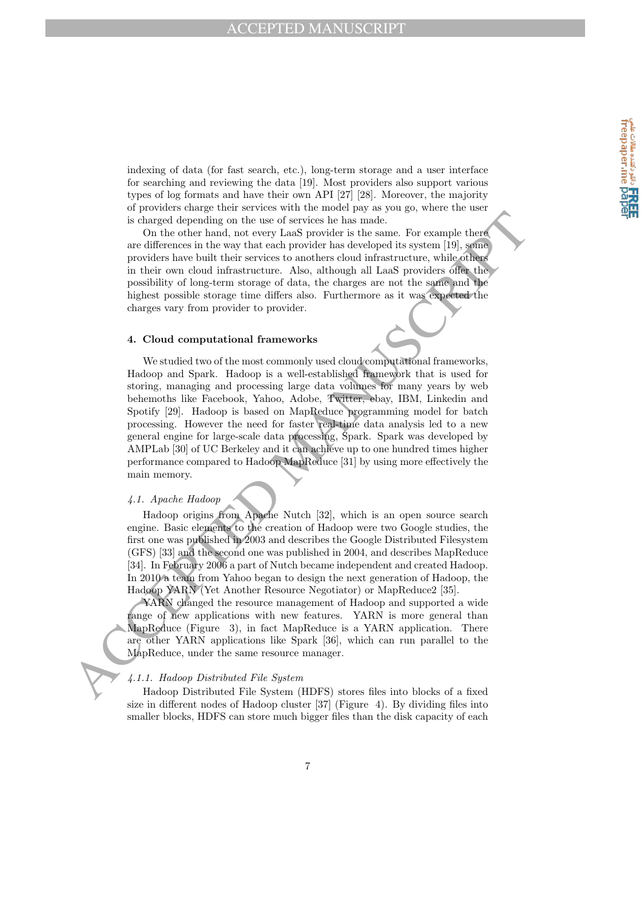indexing of data (for fast search, etc.), long-term storage and a user interface for searching and reviewing the data [19]. Most providers also support various types of log formats and have their own API [27] [28]. Moreover, the majority of providers charge their services with the model pay as you go, where the user is charged depending on the use of services he has made.

On the other hand, not every LaaS provider is the same. For example there are differences in the way that each provider has developed its system [19], some providers have built their services to anothers cloud infrastructure, while others in their own cloud infrastructure. Also, although all LaaS providers offer the possibility of long-term storage of data, the charges are not the same and the highest possible storage time differs also. Furthermore as it was expected the charges vary from provider to provider.

## 4. Cloud computational frameworks

We studied two of the most commonly used cloud computational frameworks, Hadoop and Spark. Hadoop is a well-established framework that is used for storing, managing and processing large data volumes for many years by web behemoths like Facebook, Yahoo, Adobe, Twitter, ebay, IBM, Linkedin and Spotify [29]. Hadoop is based on MapReduce programming model for batch processing. However the need for faster real-time data analysis led to a new general engine for large-scale data processing, Spark. Spark was developed by AMPLab [30] of UC Berkeley and it can achieve up to one hundred times higher performance compared to Hadoop MapReduce [31] by using more effectively the main memory.

### *4.1. Apache Hadoop*

Hadoop origins from Apache Nutch [32], which is an open source search engine. Basic elements to the creation of Hadoop were two Google studies, the first one was published in 2003 and describes the Google Distributed Filesystem (GFS) [33] and the second one was published in 2004, and describes MapReduce [34]. In February 2006 a part of Nutch became independent and created Hadoop. In 2010 a team from Yahoo began to design the next generation of Hadoop, the Hadoop YARN (Yet Another Resource Negotiator) or MapReduce2 [35].

YARN changed the resource management of Hadoop and supported a wide range of new applications with new features. YARN is more general than MapReduce (Figure 3), in fact MapReduce is a YARN application. There are other YARN applications like Spark [36], which can run parallel to the MapReduce, under the same resource manager.

#### *4.1.1. Hadoop Distributed File System*

Hadoop Distributed File System (HDFS) stores files into blocks of a fixed size in different nodes of Hadoop cluster [37] (Figure 4). By dividing files into smaller blocks, HDFS can store much bigger files than the disk capacity of each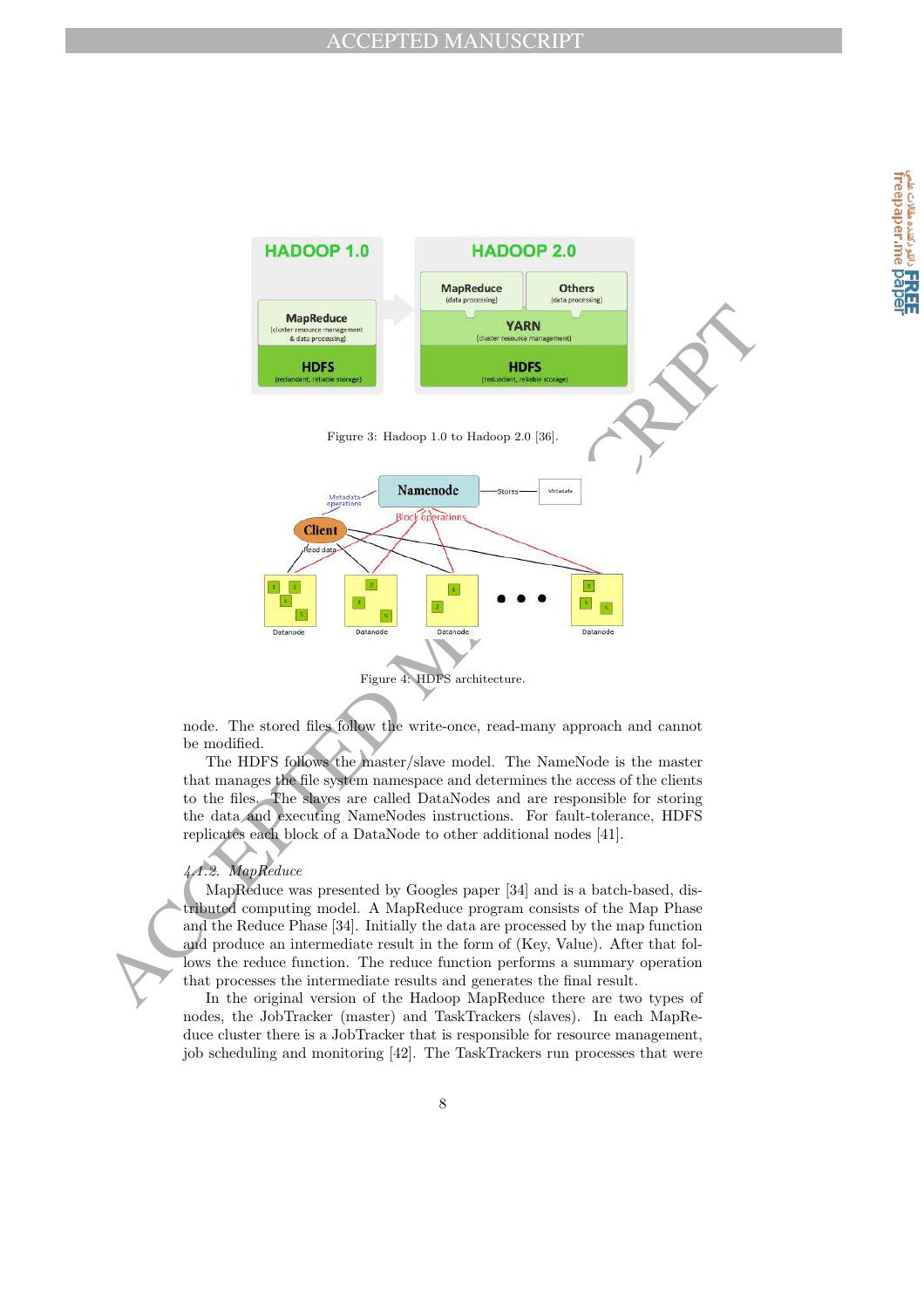Figure 3: Hadoop 1.0 to Hadoop 2.0 [36].

Figure 4: HDFS architecture.

node. The stored files follow the write-once, read-many approach and cannot be modified.

The HDFS follows the master/slave model. The NameNode is the master that manages the file system namespace and determines the access of the clients to the files. The slaves are called DataNodes and are responsible for storing the data and executing NameNodes instructions. For fault-tolerance, HDFS replicates each block of a DataNode to other additional nodes [41].

#### 4.1.2. MapReduce

MapReduce was presented by Googles paper [34] and is a batch-based, distributed computing model. A MapReduce program consists of the Map Phase and the Reduce Phase [34]. Initially the data are processed by the map function and produce an intermediate result in the form of (Key, Value). After that follows the reduce function. The reduce function performs a summary operation that processes the intermediate results and generates the final result.

In the original version of the Hadoop MapReduce there are two types of nodes, the JobTracker (master) and TaskTrackers (slaves). In each MapReduce cluster there is a JobTracker that is responsible for resource management, job scheduling and monitoring [42]. The TaskTrackers run processes that were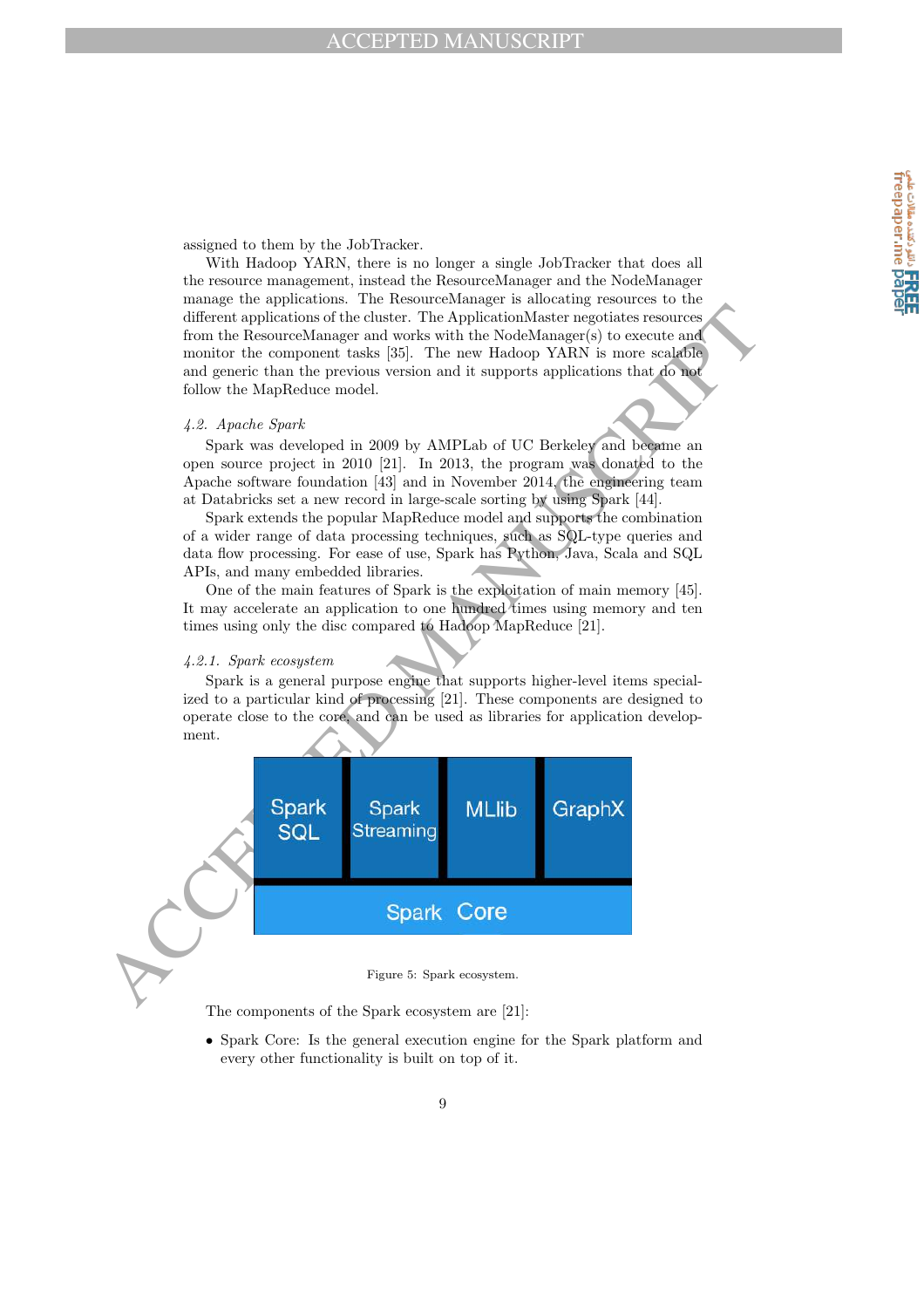assigned to them by the JobTracker.

With Hadoop YARN, there is no longer a single JobTracker that does all the resource management, instead the ResourceManager and the NodeManager manage the applications. The ResourceManager is allocating resources to the different applications of the cluster. The ApplicationMaster negotiates resources from the ResourceManager and works with the NodeManager(s) to execute and monitor the component tasks [35]. The new Hadoop YARN is more scalable and generic than the previous version and it supports applications that do not follow the MapReduce model.

### *4.2. Apache Spark*

Spark was developed in 2009 by AMPLab of UC Berkeley and became an open source project in 2010 [21]. In 2013, the program was donated to the Apache software foundation [43] and in November 2014, the engineering team at Databricks set a new record in large-scale sorting by using Spark [44].

Spark extends the popular MapReduce model and supports the combination of a wider range of data processing techniques, such as SQL-type queries and data flow processing. For ease of use, Spark has Python, Java, Scala and SQL APIs, and many embedded libraries.

One of the main features of Spark is the exploitation of main memory [45]. It may accelerate an application to one hundred times using memory and ten times using only the disc compared to Hadoop MapReduce [21].

#### *4.2.1. Spark ecosystem*

Spark is a general purpose engine that supports higher-level items specialized to a particular kind of processing [21]. These components are designed to operate close to the core, and can be used as libraries for application development.

| Spark SQL | Spark Streaming | MLlib | GraphX |
|---|---|---|---|
| Spark Core | | | |

Figure 5: Spark ecosystem.

The components of the Spark ecosystem are [21]:

- Spark Core: Is the general execution engine for the Spark platform and every other functionality is built on top of it.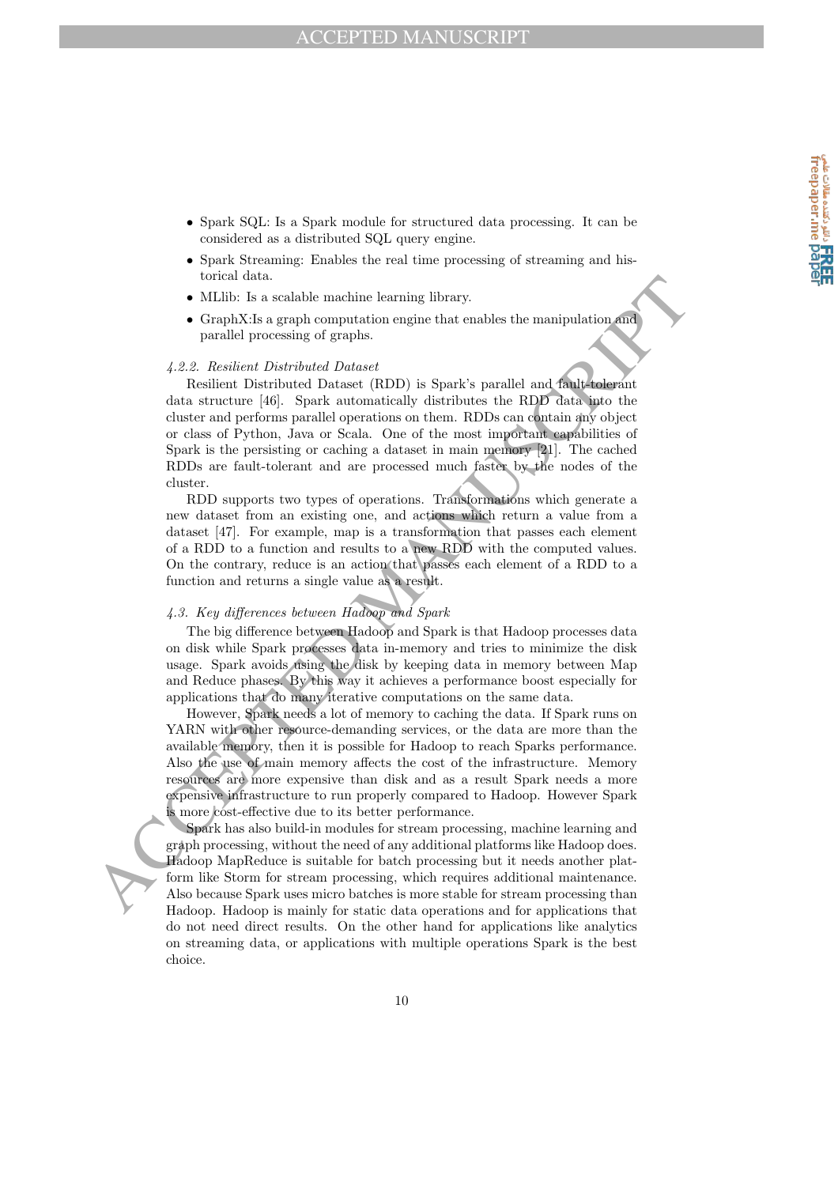- Spark SQL: Is a Spark module for structured data processing. It can be considered as a distributed SQL query engine.
- Spark Streaming: Enables the real time processing of streaming and historical data.
- MLlib: Is a scalable machine learning library.
- GraphX:Is a graph computation engine that enables the manipulation and parallel processing of graphs.

#### *4.2.2. Resilient Distributed Dataset*

Resilient Distributed Dataset (RDD) is Spark's parallel and fault-tolerant data structure [46]. Spark automatically distributes the RDD data into the cluster and performs parallel operations on them. RDDs can contain any object or class of Python, Java or Scala. One of the most important capabilities of Spark is the persisting or caching a dataset in main memory [21]. The cached RDDs are fault-tolerant and are processed much faster by the nodes of the cluster.

RDD supports two types of operations. Transformations which generate a new dataset from an existing one, and actions which return a value from a dataset [47]. For example, map is a transformation that passes each element of a RDD to a function and results to a new RDD with the computed values. On the contrary, reduce is an action that passes each element of a RDD to a function and returns a single value as a result.

### *4.3. Key differences between Hadoop and Spark*

The big difference between Hadoop and Spark is that Hadoop processes data on disk while Spark processes data in-memory and tries to minimize the disk usage. Spark avoids using the disk by keeping data in memory between Map and Reduce phases. By this way it achieves a performance boost especially for applications that do many iterative computations on the same data.

However, Spark needs a lot of memory to caching the data. If Spark runs on YARN with other resource-demanding services, or the data are more than the available memory, then it is possible for Hadoop to reach Sparks performance. Also the use of main memory affects the cost of the infrastructure. Memory resources are more expensive than disk and as a result Spark needs a more expensive infrastructure to run properly compared to Hadoop. However Spark is more cost-effective due to its better performance.

Spark has also build-in modules for stream processing, machine learning and graph processing, without the need of any additional platforms like Hadoop does. Hadoop MapReduce is suitable for batch processing but it needs another platform like Storm for stream processing, which requires additional maintenance. Also because Spark uses micro batches is more stable for stream processing than Hadoop. Hadoop is mainly for static data operations and for applications that do not need direct results. On the other hand for applications like analytics on streaming data, or applications with multiple operations Spark is the best choice.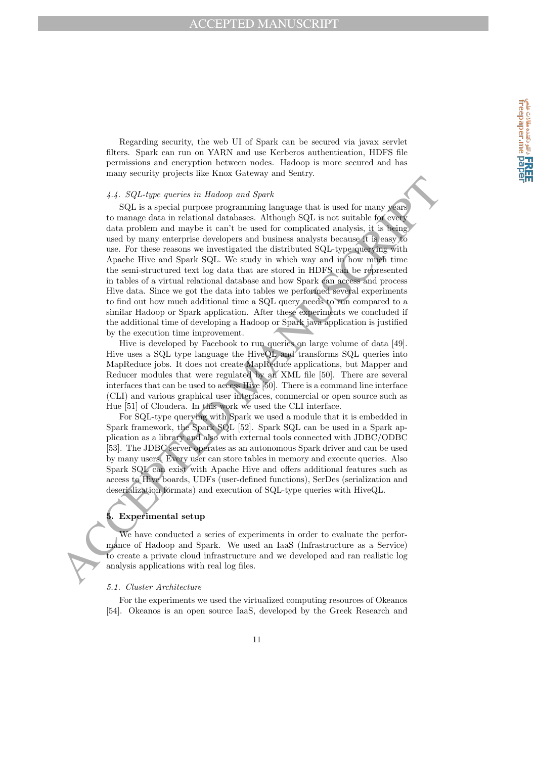Regarding security, the web UI of Spark can be secured via javax servlet filters. Spark can run on YARN and use Kerberos authentication, HDFS file permissions and encryption between nodes. Hadoop is more secured and has many security projects like Knox Gateway and Sentry.

### *4.4. SQL-type queries in Hadoop and Spark*

SQL is a special purpose programming language that is used for many years to manage data in relational databases. Although SQL is not suitable for every data problem and maybe it can't be used for complicated analysis, it is being used by many enterprise developers and business analysts because it is easy to use. For these reasons we investigated the distributed SQL-type querying with Apache Hive and Spark SQL. We study in which way and in how much time the semi-structured text log data that are stored in HDFS can be represented in tables of a virtual relational database and how Spark can access and process Hive data. Since we got the data into tables we performed several experiments to find out how much additional time a SQL query needs to run compared to a similar Hadoop or Spark application. After these experiments we concluded if the additional time of developing a Hadoop or Spark java application is justified by the execution time improvement.

Hive is developed by Facebook to run queries on large volume of data [49]. Hive uses a SQL type language the HiveQL and transforms SQL queries into MapReduce jobs. It does not create MapReduce applications, but Mapper and Reducer modules that were regulated by an XML file [50]. There are several interfaces that can be used to access Hive [50]. There is a command line interface (CLI) and various graphical user interfaces, commercial or open source such as Hue [51] of Cloudera. In this work we used the CLI interface.

For SQL-type querying with Spark we used a module that it is embedded in Spark framework, the Spark SQL [52]. Spark SQL can be used in a Spark application as a library and also with external tools connected with JDBC/ODBC [53]. The JDBC server operates as an autonomous Spark driver and can be used by many users. Every user can store tables in memory and execute queries. Also Spark SQL can exist with Apache Hive and offers additional features such as access to Hive boards, UDFs (user-defined functions), SerDes (serialization and deserialization formats) and execution of SQL-type queries with HiveQL.

## 5. Experimental setup

We have conducted a series of experiments in order to evaluate the performance of Hadoop and Spark. We used an IaaS (Infrastructure as a Service) to create a private cloud infrastructure and we developed and ran realistic log analysis applications with real log files.

### *5.1. Cluster Architecture*

For the experiments we used the virtualized computing resources of Okeanos [54]. Okeanos is an open source IaaS, developed by the Greek Research and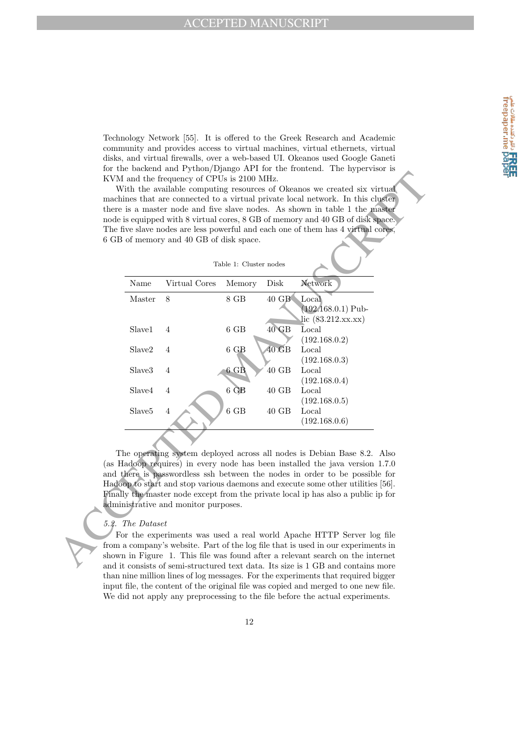Technology Network [55]. It is offered to the Greek Research and Academic community and provides access to virtual machines, virtual ethernets, virtual disks, and virtual firewalls, over a web-based UI. Okeanos used Google Ganeti for the backend and Python/Django API for the frontend. The hypervisor is KVM and the frequency of CPUs is 2100 MHz.

With the available computing resources of Okeanos we created six virtual machines that are connected to a virtual private local network. In this cluster there is a master node and five slave nodes. As shown in table 1 the master node is equipped with 8 virtual cores, 8 GB of memory and 40 GB of disk space. The five slave nodes are less powerful and each one of them has 4 virtual cores, 6 GB of memory and 40 GB of disk space.

Table 1: Cluster nodes

| Name | Virtual Cores | Memory | Disk | Network |
|---|---|---|---|---|
| Master | 8 | 8 GB | 40 GB | Local (192.168.0.1) Public (83.212.xx.xx) |
| Slave1 | 4 | 6 GB | 40 GB | Local (192.168.0.2) |
| Slave2 | 4 | 6 GB | 40 GB | Local (192.168.0.3) |
| Slave3 | 4 | 6 GB | 40 GB | Local (192.168.0.4) |
| Slave4 | 4 | 6 GB | 40 GB | Local (192.168.0.5) |
| Slave5 | 4 | 6 GB | 40 GB | Local (192.168.0.6) |

The operating system deployed across all nodes is Debian Base 8.2. Also (as Hadoop requires) in every node has been installed the java version 1.7.0 and there is passwordless ssh between the nodes in order to be possible for Hadoop to start and stop various daemons and execute some other utilities [56]. Finally the master node except from the private local ip has also a public ip for administrative and monitor purposes.

### *5.2. The Dataset*

For the experiments was used a real world Apache HTTP Server log file from a company's website. Part of the log file that is used in our experiments in shown in Figure 1. This file was found after a relevant search on the internet and it consists of semi-structured text data. Its size is 1 GB and contains more than nine million lines of log messages. For the experiments that required bigger input file, the content of the original file was copied and merged to one new file. We did not apply any preprocessing to the file before the actual experiments.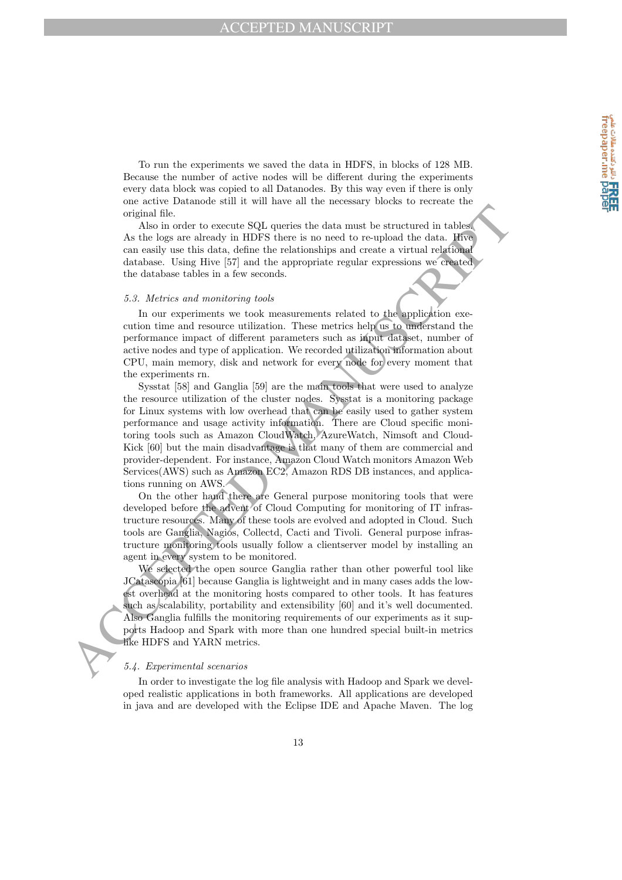To run the experiments we saved the data in HDFS, in blocks of 128 MB. Because the number of active nodes will be different during the experiments every data block was copied to all Datanodes. By this way even if there is only one active Datanode still it will have all the necessary blocks to recreate the original file.

Also in order to execute SQL queries the data must be structured in tables. As the logs are already in HDFS there is no need to re-upload the data. Hive can easily use this data, define the relationships and create a virtual relational database. Using Hive [57] and the appropriate regular expressions we created the database tables in a few seconds.

### *5.3. Metrics and monitoring tools*

In our experiments we took measurements related to the application execution time and resource utilization. These metrics help us to understand the performance impact of different parameters such as input dataset, number of active nodes and type of application. We recorded utilization information about CPU, main memory, disk and network for every node for every moment that the experiments rn.

Sysstat [58] and Ganglia [59] are the main tools that were used to analyze the resource utilization of the cluster nodes. Sysstat is a monitoring package for Linux systems with low overhead that can be easily used to gather system performance and usage activity information. There are Cloud specific monitoring tools such as Amazon CloudWatch, AzureWatch, Nimsoft and CloudKick [60] but the main disadvantage is that many of them are commercial and provider-dependent. For instance, Amazon Cloud Watch monitors Amazon Web Services(AWS) such as Amazon EC2, Amazon RDS DB instances, and applications running on AWS.

On the other hand there are General purpose monitoring tools that were developed before the advent of Cloud Computing for monitoring of IT infrastructure resources. Many of these tools are evolved and adopted in Cloud. Such tools are Ganglia, Nagios, Collectd, Cacti and Tivoli. General purpose infrastructure monitoring tools usually follow a clientserver model by installing an agent in every system to be monitored.

We selected the open source Ganglia rather than other powerful tool like JCatascopia [61] because Ganglia is lightweight and in many cases adds the lowest overhead at the monitoring hosts compared to other tools. It has features such as scalability, portability and extensibility [60] and it's well documented. Also Ganglia fulfills the monitoring requirements of our experiments as it supports Hadoop and Spark with more than one hundred special built-in metrics like HDFS and YARN metrics.

### *5.4. Experimental scenarios*

In order to investigate the log file analysis with Hadoop and Spark we developed realistic applications in both frameworks. All applications are developed in java and are developed with the Eclipse IDE and Apache Maven. The log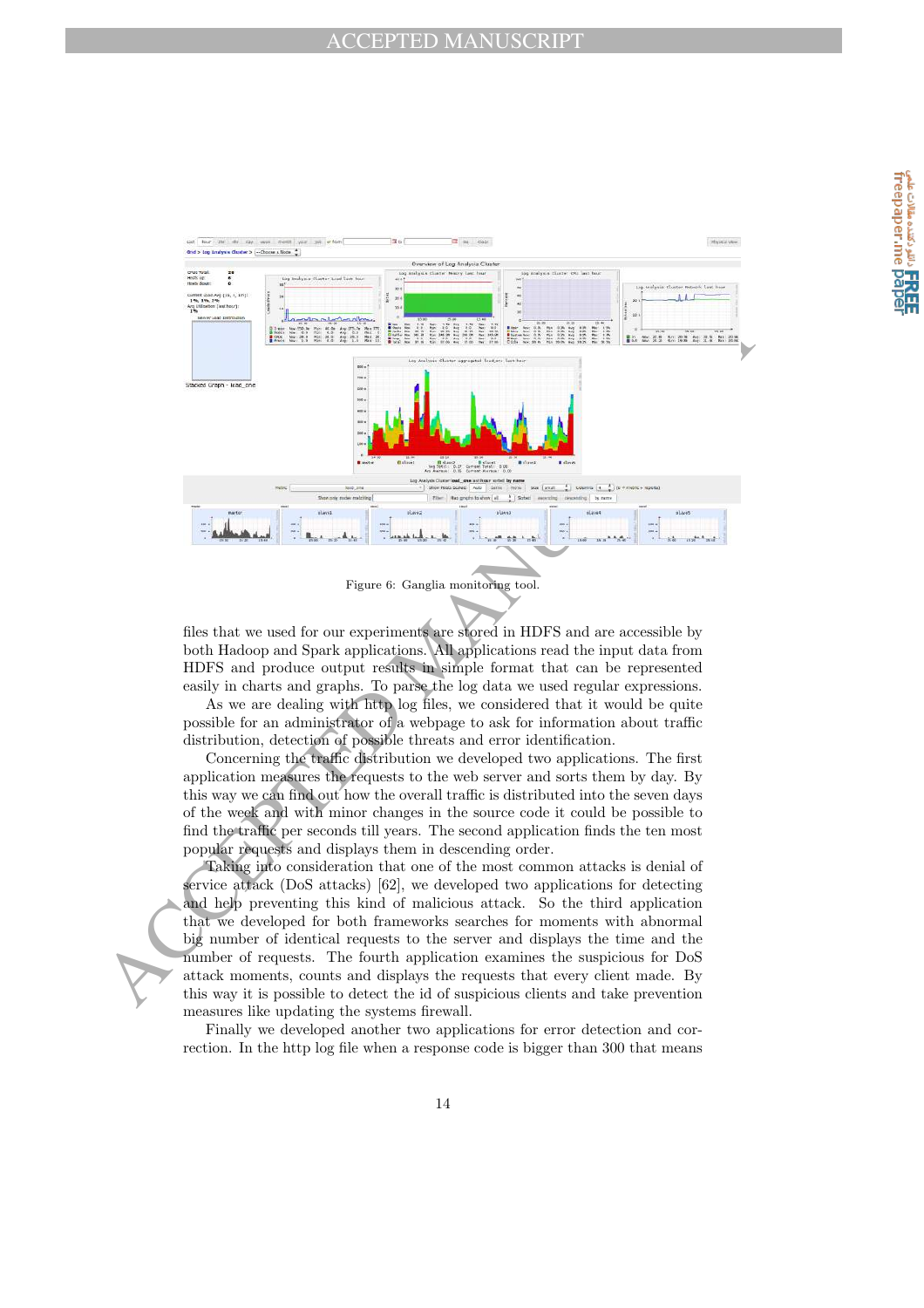Figure 6: Ganglia monitoring tool.

files that we used for our experiments are stored in HDFS and are accessible by both Hadoop and Spark applications. All applications read the input data from HDFS and produce output results in simple format that can be represented easily in charts and graphs. To parse the log data we used regular expressions.

As we are dealing with http log files, we considered that it would be quite possible for an administrator of a webpage to ask for information about traffic distribution, detection of possible threats and error identification.

Concerning the traffic distribution we developed two applications. The first application measures the requests to the web server and sorts them by day. By this way we can find out how the overall traffic is distributed into the seven days of the week and with minor changes in the source code it could be possible to find the traffic per seconds till years. The second application finds the ten most popular requests and displays them in descending order.

Taking into consideration that one of the most common attacks is denial of service attack (DoS attacks) [62], we developed two applications for detecting and help preventing this kind of malicious attack. So the third application that we developed for both frameworks searches for moments with abnormal big number of identical requests to the server and displays the time and the number of requests. The fourth application examines the suspicious for DoS attack moments, counts and displays the requests that every client made. By this way it is possible to detect the id of suspicious clients and take prevention measures like updating the systems firewall.

Finally we developed another two applications for error detection and correction. In the http log file when a response code is bigger than 300 that means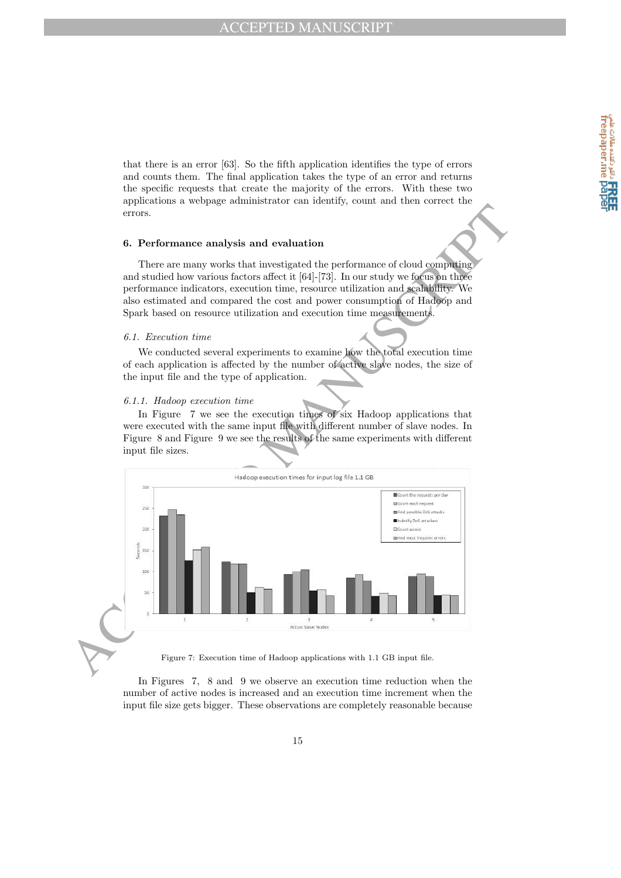that there is an error [63]. So the fifth application identifies the type of errors and counts them. The final application takes the type of an error and returns the specific requests that create the majority of the errors. With these two applications a webpage administrator can identify, count and then correct the errors.

## 6. Performance analysis and evaluation

There are many works that investigated the performance of cloud computing and studied how various factors affect it [64]-[73]. In our study we focus on three performance indicators, execution time, resource utilization and scalability. We also estimated and compared the cost and power consumption of Hadoop and Spark based on resource utilization and execution time measurements.

### 6.1. Execution time

We conducted several experiments to examine how the total execution time of each application is affected by the number of active slave nodes, the size of the input file and the type of application.

#### 6.1.1. Hadoop execution time

In Figure 7 we see the execution times of six Hadoop applications that were executed with the same input file with different number of slave nodes. In Figure 8 and Figure 9 we see the results of the same experiments with different input file sizes.

Figure 7: Execution time of Hadoop applications with 1.1 GB input file.

In Figures 7, 8 and 9 we observe an execution time reduction when the number of active nodes is increased and an execution time increment when the input file size gets bigger. These observations are completely reasonable because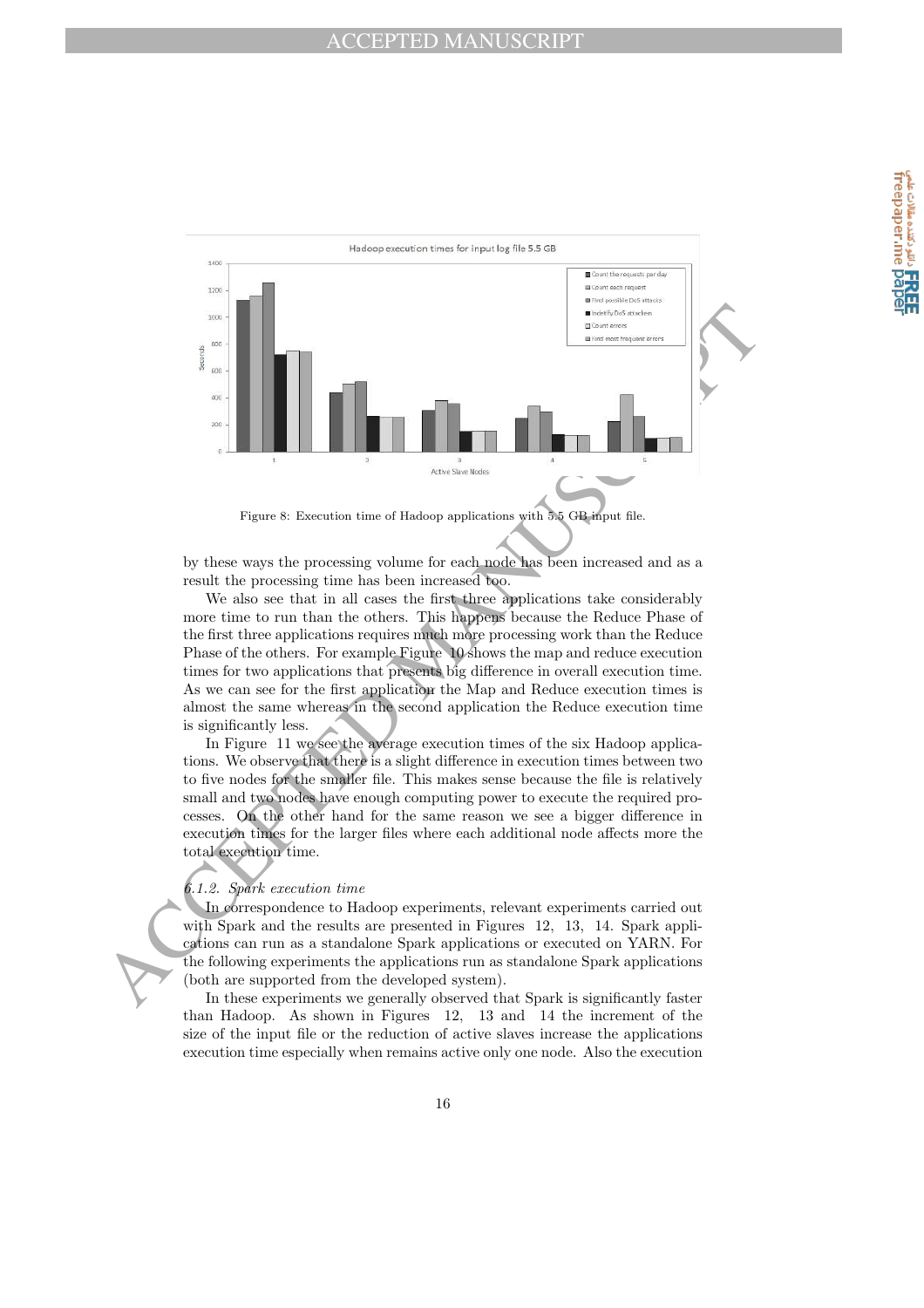Figure 8: Execution time of Hadoop applications with 5.5 GB input file.

by these ways the processing volume for each node has been increased and as a result the processing time has been increased too.

We also see that in all cases the first three applications take considerably more time to run than the others. This happens because the Reduce Phase of the first three applications requires much more processing work than the Reduce Phase of the others. For example Figure 10 shows the map and reduce execution times for two applications that presents big difference in overall execution time. As we can see for the first application the Map and Reduce execution times is almost the same whereas in the second application the Reduce execution time is significantly less.

In Figure 11 we see the average execution times of the six Hadoop applications. We observe that there is a slight difference in execution times between two to five nodes for the smaller file. This makes sense because the file is relatively small and two nodes have enough computing power to execute the required processes. On the other hand for the same reason we see a bigger difference in execution times for the larger files where each additional node affects more the total execution time.

### *6.1.2. Spark execution time*

In correspondence to Hadoop experiments, relevant experiments carried out with Spark and the results are presented in Figures 12, 13, 14. Spark applications can run as a standalone Spark applications or executed on YARN. For the following experiments the applications run as standalone Spark applications (both are supported from the developed system).

In these experiments we generally observed that Spark is significantly faster than Hadoop. As shown in Figures 12, 13 and 14 the increment of the size of the input file or the reduction of active slaves increase the applications execution time especially when remains active only one node. Also the execution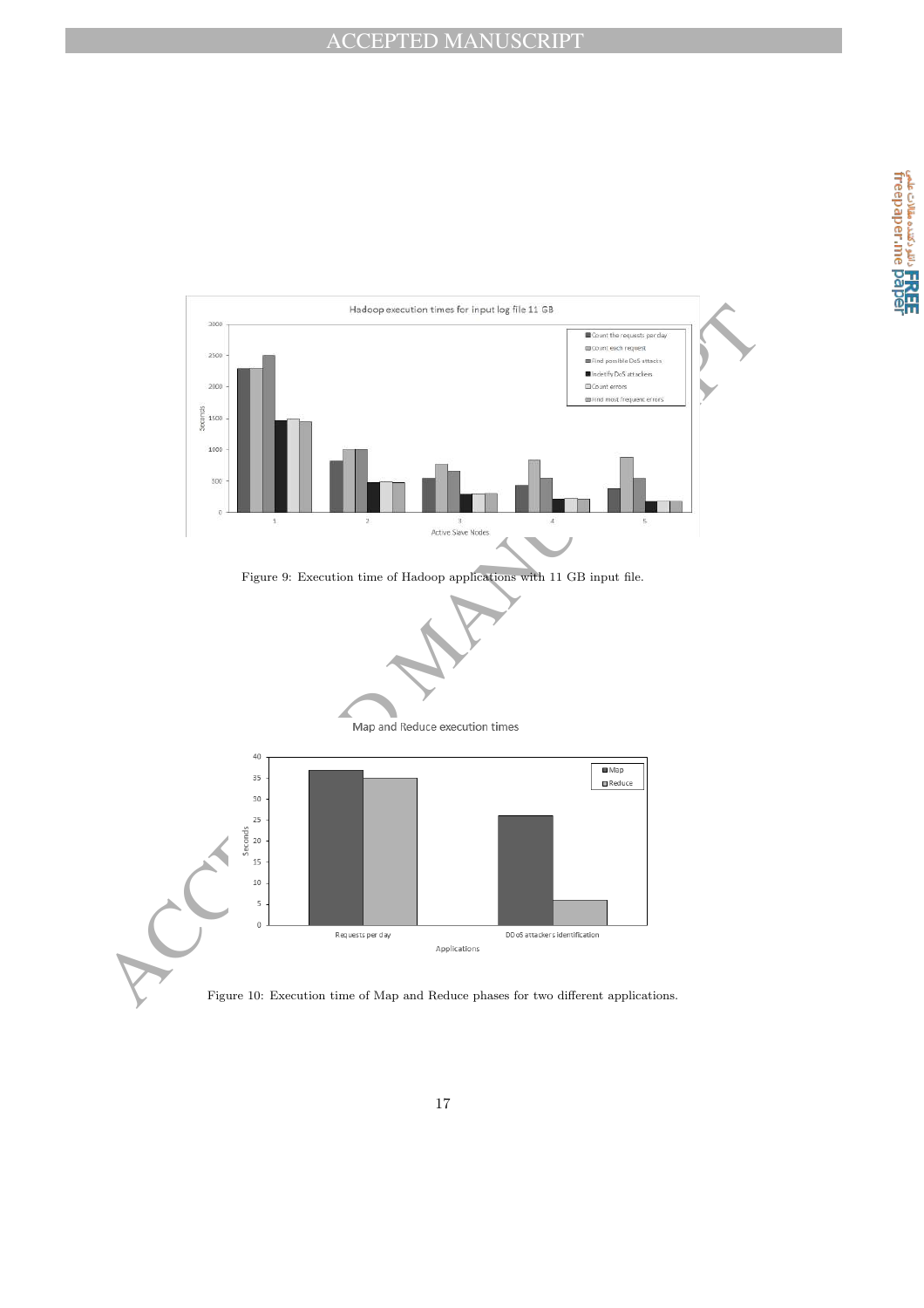Figure 9: Execution time of Hadoop applications with 11 GB input file.

Figure 10: Execution time of Map and Reduce phases for two different applications.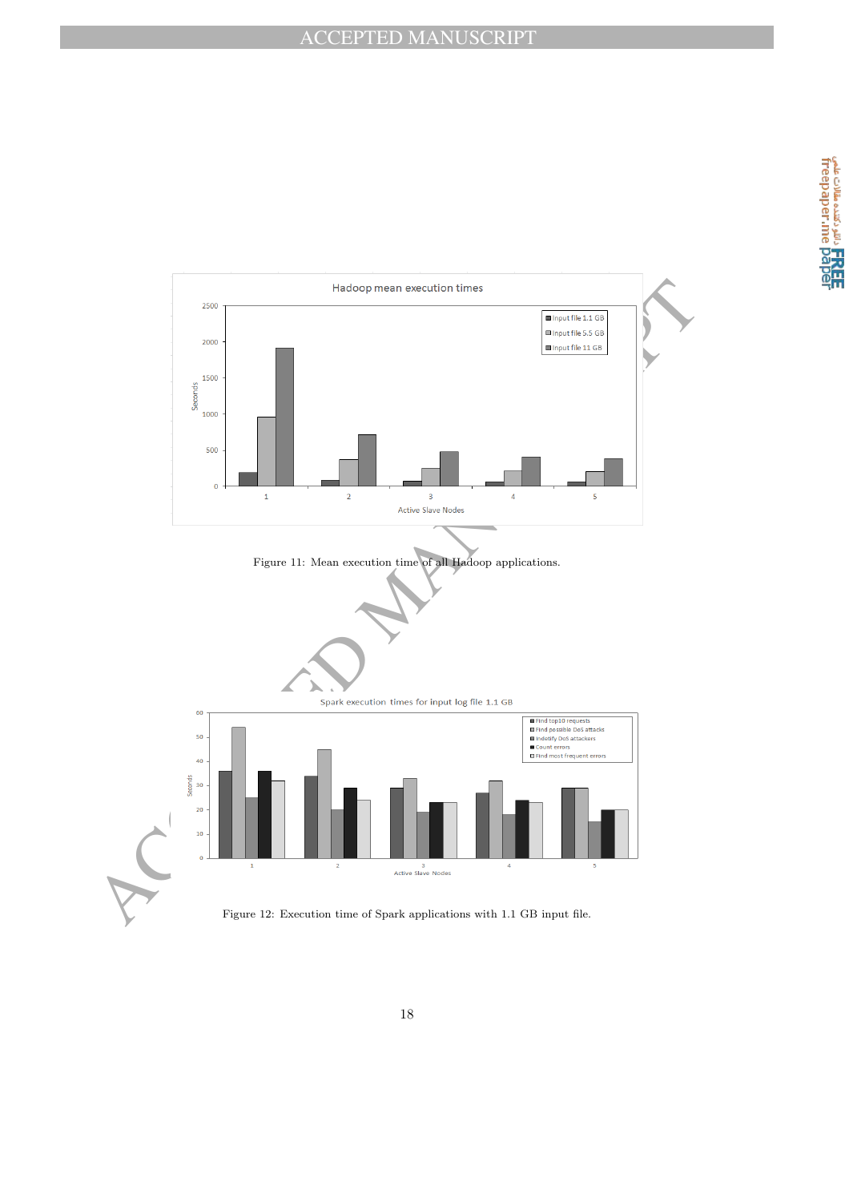Figure 11: Mean execution time of all Hadoop applications.

Figure 12: Execution time of Spark applications with 1.1 GB input file.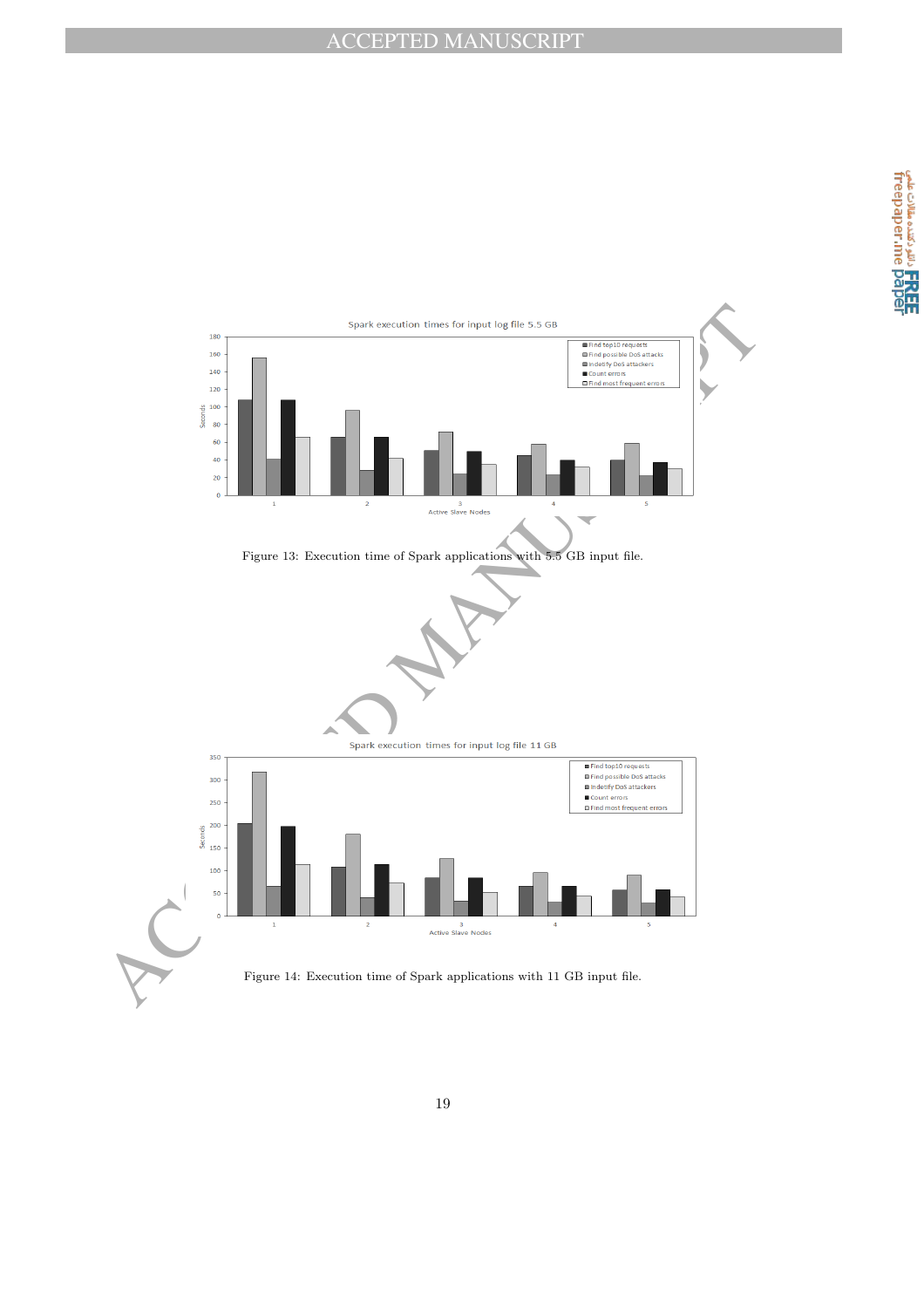Figure 13: Execution time of Spark applications with 5.5 GB input file.

Figure 14: Execution time of Spark applications with 11 GB input file.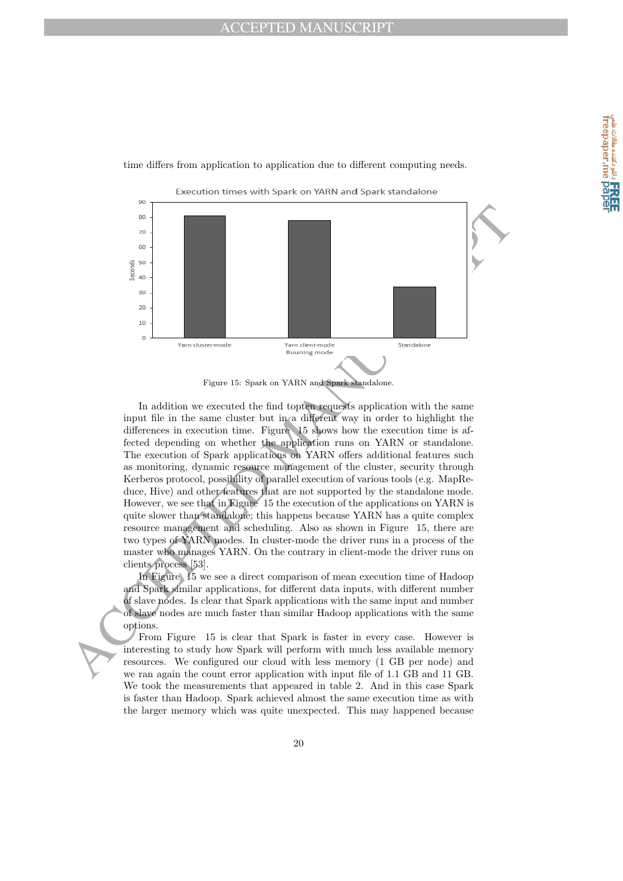time differs from application to application due to different computing needs.

Figure 15: Spark on YARN and Spark standalone.

In addition we executed the find topten requests application with the same input file in the same cluster but in a different way in order to highlight the differences in execution time. Figure 15 shows how the execution time is affected depending on whether the application runs on YARN or standalone. The execution of Spark applications on YARN offers additional features such as monitoring, dynamic resource management of the cluster, security through Kerberos protocol, possibility of parallel execution of various tools (e.g. MapReduce, Hive) and other features that are not supported by the standalone mode. However, we see that in Figure 15 the execution of the applications on YARN is quite slower than standalone; this happens because YARN has a quite complex resource management and scheduling. Also as shown in Figure 15, there are two types of YARN modes. In cluster-mode the driver runs in a process of the master who manages YARN. On the contrary in client-mode the driver runs on clients process [53].

In Figure 15 we see a direct comparison of mean execution time of Hadoop and Spark similar applications, for different data inputs, with different number of slave nodes. Is clear that Spark applications with the same input and number of slave nodes are much faster than similar Hadoop applications with the same options.

From Figure 15 is clear that Spark is faster in every case. However is interesting to study how Spark will perform with much less available memory resources. We configured our cloud with less memory (1 GB per node) and we ran again the count error application with input file of 1.1 GB and 11 GB. We took the measurements that appeared in table 2. And in this case Spark is faster than Hadoop. Spark achieved almost the same execution time as with the larger memory which was quite unexpected. This may happened because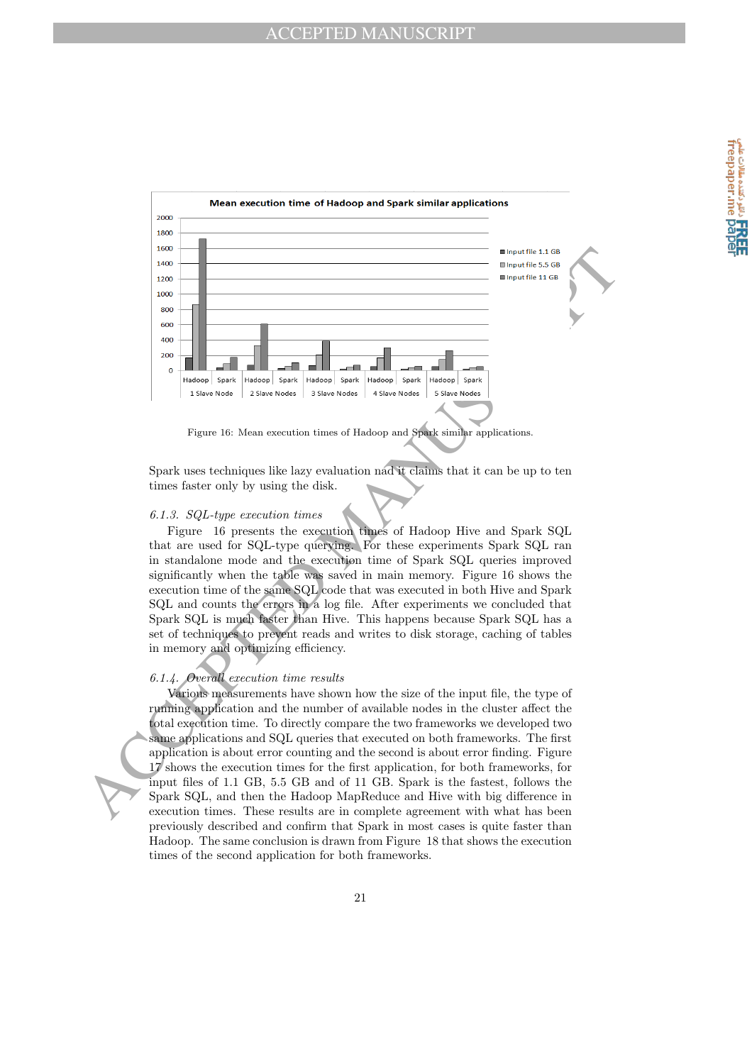Figure 16: Mean execution times of Hadoop and Spark similar applications.

Spark uses techniques like lazy evaluation nad it claims that it can be up to ten times faster only by using the disk.

#### 6.1.3. SQL-type execution times

Figure 16 presents the execution times of Hadoop Hive and Spark SQL that are used for SQL-type querying. For these experiments Spark SQL ran in standalone mode and the execution time of Spark SQL queries improved significantly when the table was saved in main memory. Figure 16 shows the execution time of the same SQL code that was executed in both Hive and Spark SQL and counts the errors in a log file. After experiments we concluded that Spark SQL is much faster than Hive. This happens because Spark SQL has a set of techniques to prevent reads and writes to disk storage, caching of tables in memory and optimizing efficiency.

#### 6.1.4. Overall execution time results

Various measurements have shown how the size of the input file, the type of running application and the number of available nodes in the cluster affect the total execution time. To directly compare the two frameworks we developed two same applications and SQL queries that executed on both frameworks. The first application is about error counting and the second is about error finding. Figure 17 shows the execution times for the first application, for both frameworks, for input files of 1.1 GB, 5.5 GB and of 11 GB. Spark is the fastest, follows the Spark SQL, and then the Hadoop MapReduce and Hive with big difference in execution times. These results are in complete agreement with what has been previously described and confirm that Spark in most cases is quite faster than Hadoop. The same conclusion is drawn from Figure 18 that shows the execution times of the second application for both frameworks.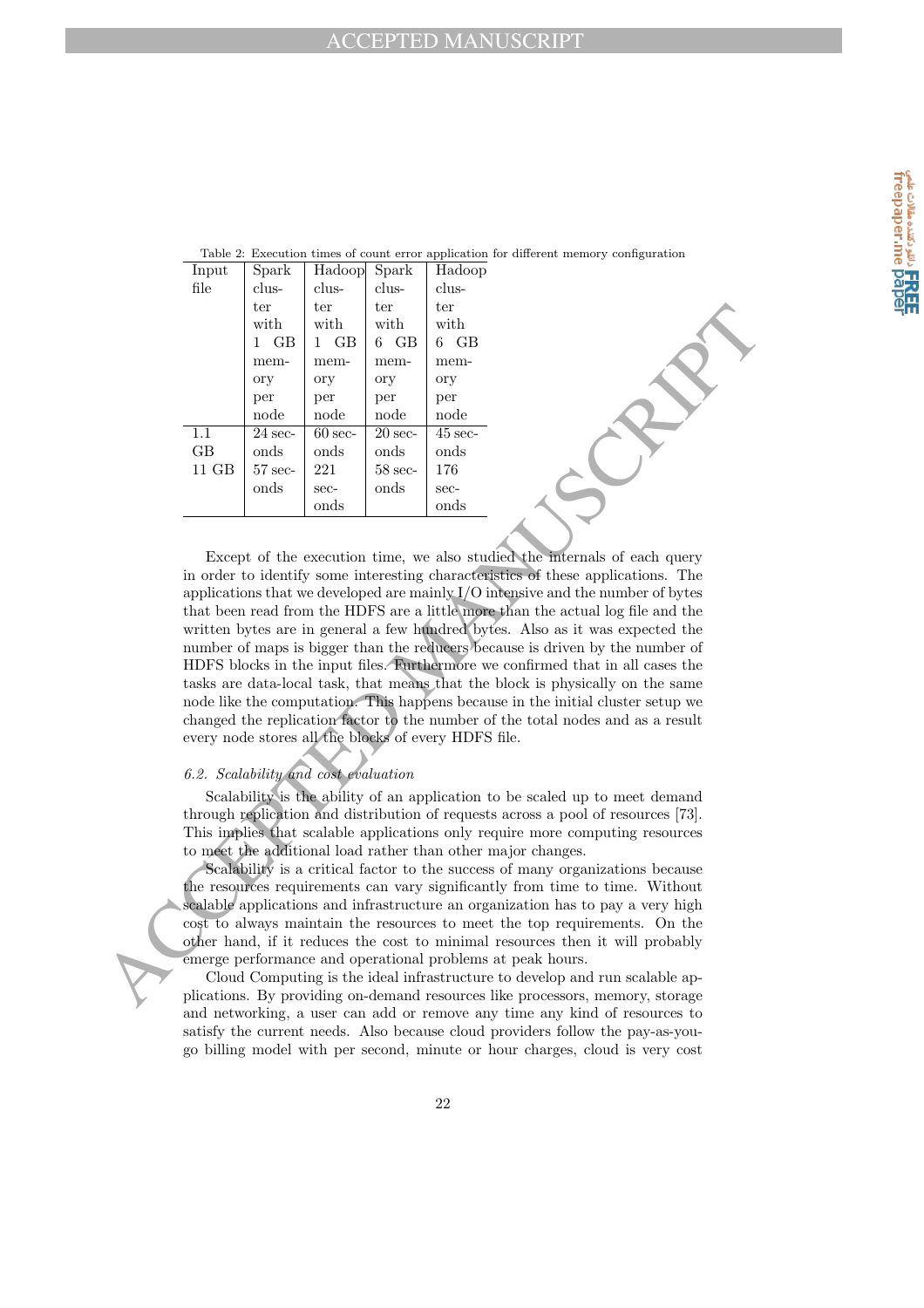Table 2: Execution times of count error application for different memory configuration

| Input file | Spark cluster with 1 GB memory per node | Hadoop cluster with 1 GB memory per node | Spark cluster with 6 GB memory per node | Hadoop cluster with 6 GB memory per node |
|---|---|---|---|---|
| 1.1 GB | 24 seconds | 60 seconds | 20 seconds | 45 seconds |
| 11 GB | 57 seconds | 221 seconds | 58 seconds | 176 seconds |

Except of the execution time, we also studied the internals of each query in order to identify some interesting characteristics of these applications. The applications that we developed are mainly I/O intensive and the number of bytes that been read from the HDFS are a little more than the actual log file and the written bytes are in general a few hundred bytes. Also as it was expected the number of maps is bigger than the reducers because is driven by the number of HDFS blocks in the input files. Furthermore we confirmed that in all cases the tasks are data-local task, that means that the block is physically on the same node like the computation. This happens because in the initial cluster setup we changed the replication factor to the number of the total nodes and as a result every node stores all the blocks of every HDFS file.

### *6.2. Scalability and cost evaluation*

Scalability is the ability of an application to be scaled up to meet demand through replication and distribution of requests across a pool of resources [73]. This implies that scalable applications only require more computing resources to meet the additional load rather than other major changes.

Scalability is a critical factor to the success of many organizations because the resources requirements can vary significantly from time to time. Without scalable applications and infrastructure an organization has to pay a very high cost to always maintain the resources to meet the top requirements. On the other hand, if it reduces the cost to minimal resources then it will probably emerge performance and operational problems at peak hours.

Cloud Computing is the ideal infrastructure to develop and run scalable applications. By providing on-demand resources like processors, memory, storage and networking, a user can add or remove any time any kind of resources to satisfy the current needs. Also because cloud providers follow the pay-as-you-go billing model with per second, minute or hour charges, cloud is very cost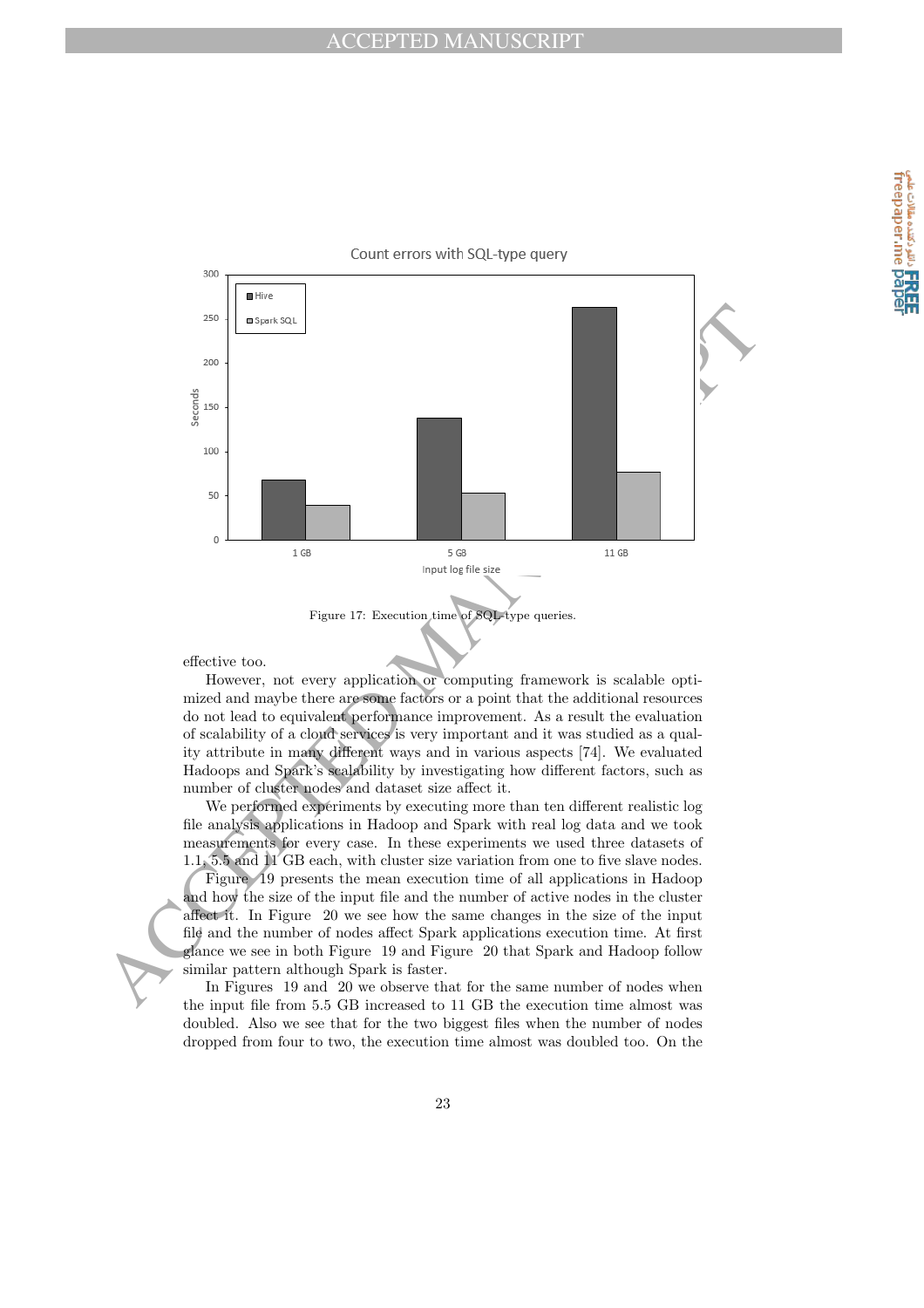Figure 17: Execution time of SQL-type queries.

effective too.

However, not every application or computing framework is scalable optimized and maybe there are some factors or a point that the additional resources do not lead to equivalent performance improvement. As a result the evaluation of scalability of a cloud services is very important and it was studied as a quality attribute in many different ways and in various aspects [74]. We evaluated Hadoops and Spark's scalability by investigating how different factors, such as number of cluster nodes and dataset size affect it.

We performed experiments by executing more than ten different realistic log file analysis applications in Hadoop and Spark with real log data and we took measurements for every case. In these experiments we used three datasets of 1.1, 5.5 and 11 GB each, with cluster size variation from one to five slave nodes.

Figure 19 presents the mean execution time of all applications in Hadoop and how the size of the input file and the number of active nodes in the cluster affect it. In Figure 20 we see how the same changes in the size of the input file and the number of nodes affect Spark applications execution time. At first glance we see in both Figure 19 and Figure 20 that Spark and Hadoop follow similar pattern although Spark is faster.

In Figures 19 and 20 we observe that for the same number of nodes when the input file from 5.5 GB increased to 11 GB the execution time almost was doubled. Also we see that for the two biggest files when the number of nodes dropped from four to two, the execution time almost was doubled too. On the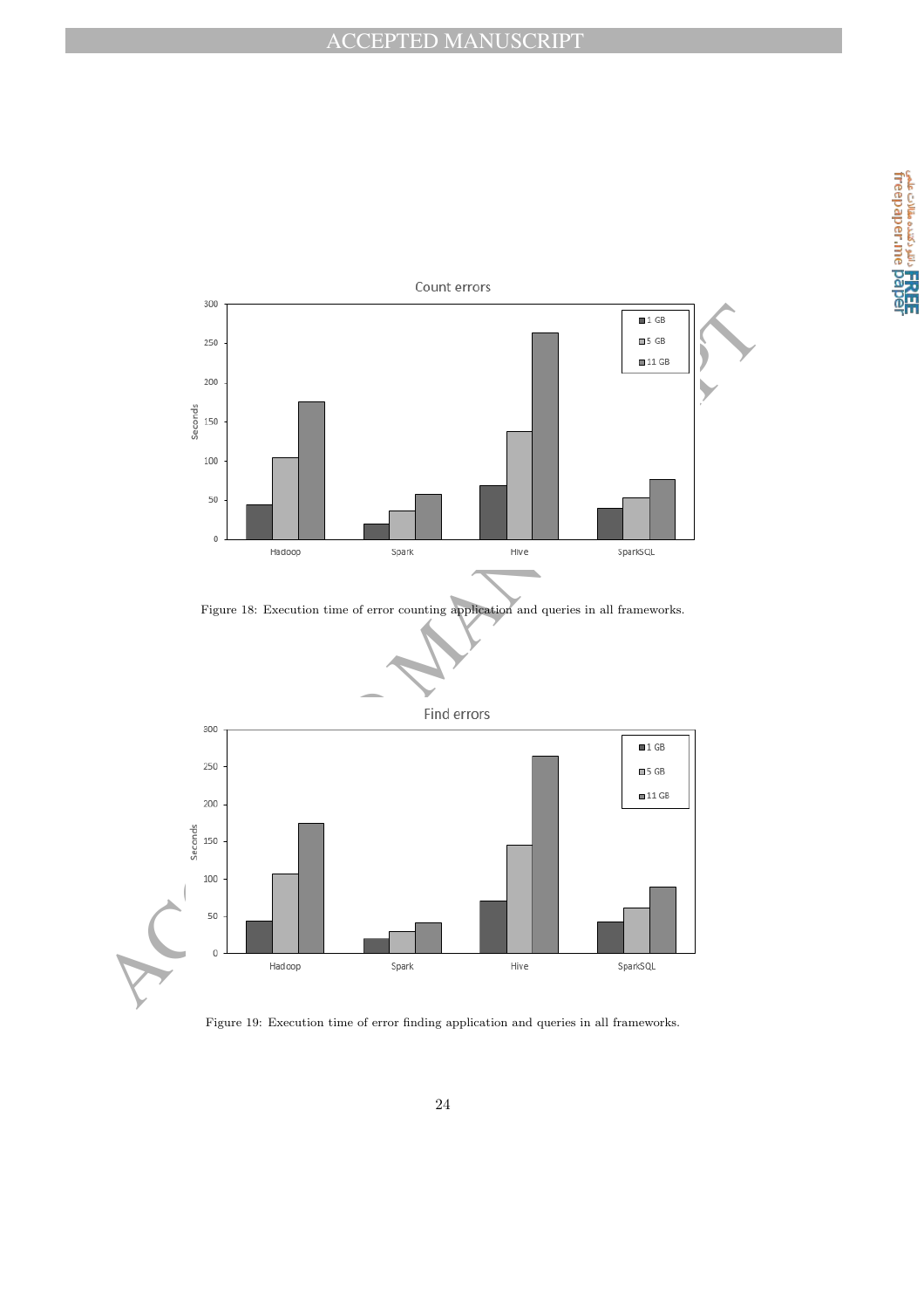Figure 18: Execution time of error counting application and queries in all frameworks.

Figure 19: Execution time of error finding application and queries in all frameworks.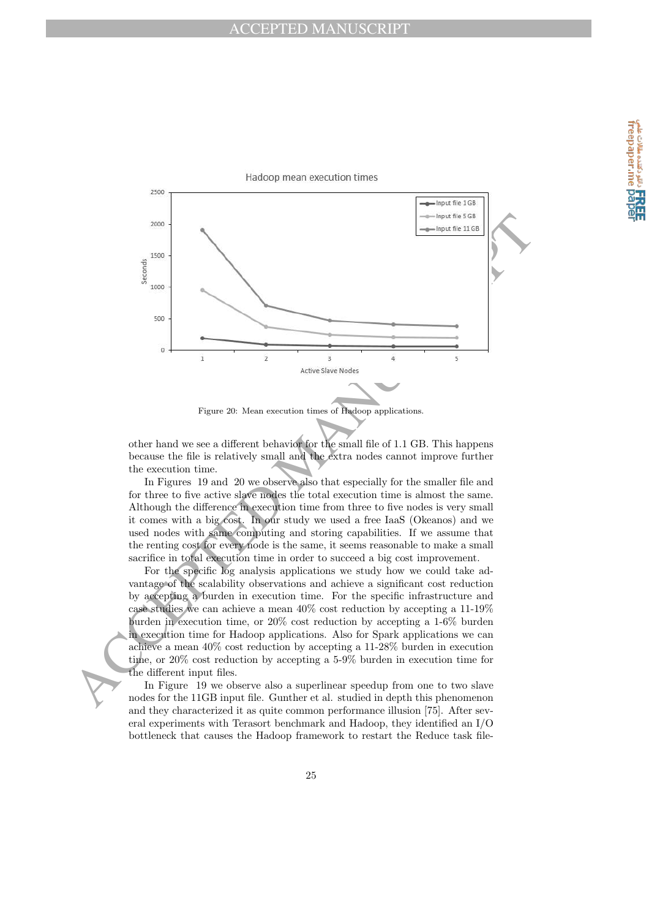Figure 20: Mean execution times of Hadoop applications.

other hand we see a different behavior for the small file of 1.1 GB. This happens because the file is relatively small and the extra nodes cannot improve further the execution time.

In Figures 19 and 20 we observe also that especially for the smaller file and for three to five active slave nodes the total execution time is almost the same. Although the difference in execution time from three to five nodes is very small it comes with a big cost. In our study we used a free IaaS (Okeanos) and we used nodes with same computing and storing capabilities. If we assume that the renting cost for every node is the same, it seems reasonable to make a small sacrifice in total execution time in order to succeed a big cost improvement.

For the specific log analysis applications we study how we could take advantage of the scalability observations and achieve a significant cost reduction by accepting a burden in execution time. For the specific infrastructure and case studies we can achieve a mean 40% cost reduction by accepting a 11-19% burden in execution time, or 20% cost reduction by accepting a 1-6% burden in execution time for Hadoop applications. Also for Spark applications we can achieve a mean 40% cost reduction by accepting a 11-28% burden in execution time, or 20% cost reduction by accepting a 5-9% burden in execution time for the different input files.

In Figure 19 we observe also a superlinear speedup from one to two slave nodes for the 11GB input file. Gunther et al. studied in depth this phenomenon and they characterized it as quite common performance illusion [75]. After several experiments with Terasort benchmark and Hadoop, they identified an I/O bottleneck that causes the Hadoop framework to restart the Reduce task file-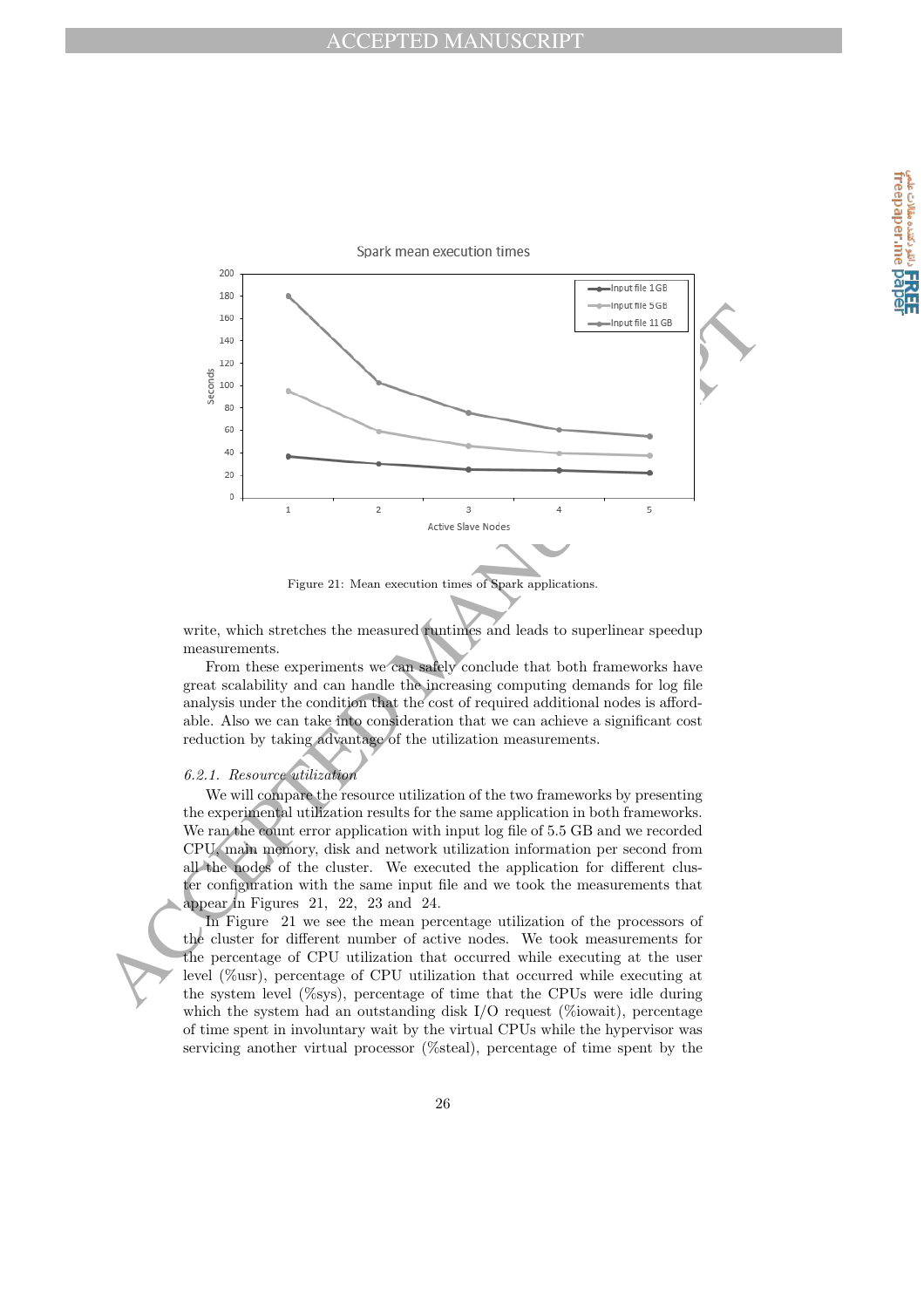Figure 21: Mean execution times of Spark applications.

write, which stretches the measured runtimes and leads to superlinear speedup measurements.

From these experiments we can safely conclude that both frameworks have great scalability and can handle the increasing computing demands for log file analysis under the condition that the cost of required additional nodes is affordable. Also we can take into consideration that we can achieve a significant cost reduction by taking advantage of the utilization measurements.

### *6.2.1. Resource utilization*

We will compare the resource utilization of the two frameworks by presenting the experimental utilization results for the same application in both frameworks. We ran the count error application with input log file of 5.5 GB and we recorded CPU, main memory, disk and network utilization information per second from all the nodes of the cluster. We executed the application for different cluster configuration with the same input file and we took the measurements that appear in Figures 21, 22, 23 and 24.

In Figure 21 we see the mean percentage utilization of the processors of the cluster for different number of active nodes. We took measurements for the percentage of CPU utilization that occurred while executing at the user level (%usr), percentage of CPU utilization that occurred while executing at the system level (%sys), percentage of time that the CPUs were idle during which the system had an outstanding disk I/O request (%iowait), percentage of time spent in involuntary wait by the virtual CPUs while the hypervisor was servicing another virtual processor (%steal), percentage of time spent by the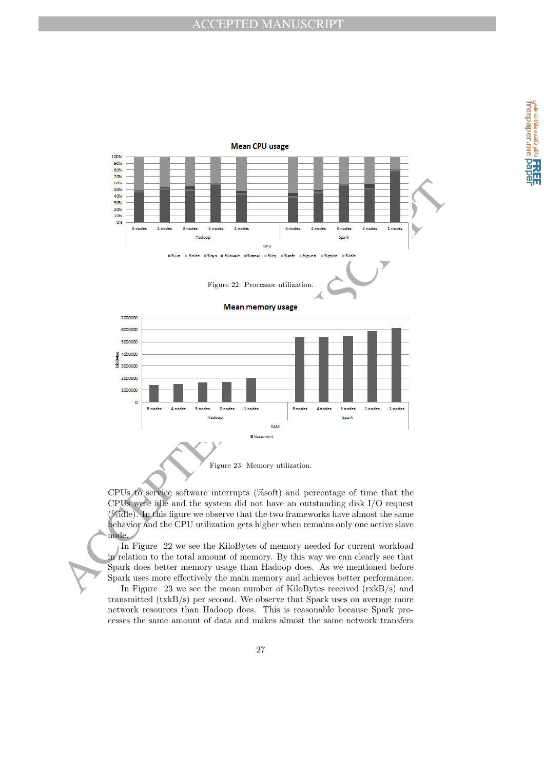Figure 22: Processor utilization.

Figure 23: Memory utilization.

CPUs to service software interrupts (%soft) and percentage of time that the CPUs were idle and the system did not have an outstanding disk I/O request (%idle). In this figure we observe that the two frameworks have almost the same behavior and the CPU utilization gets higher when remains only one active slave node.

In Figure 22 we see the KiloBytes of memory needed for current workload in relation to the total amount of memory. By this way we can clearly see that Spark does better memory usage than Hadoop does. As we mentioned before Spark uses more effectively the main memory and achieves better performance.

In Figure 23 we see the mean number of KiloBytes received (rxkB/s) and transmitted (txkB/s) per second. We observe that Spark uses on average more network resources than Hadoop does. This is reasonable because Spark processes the same amount of data and makes almost the same network transfers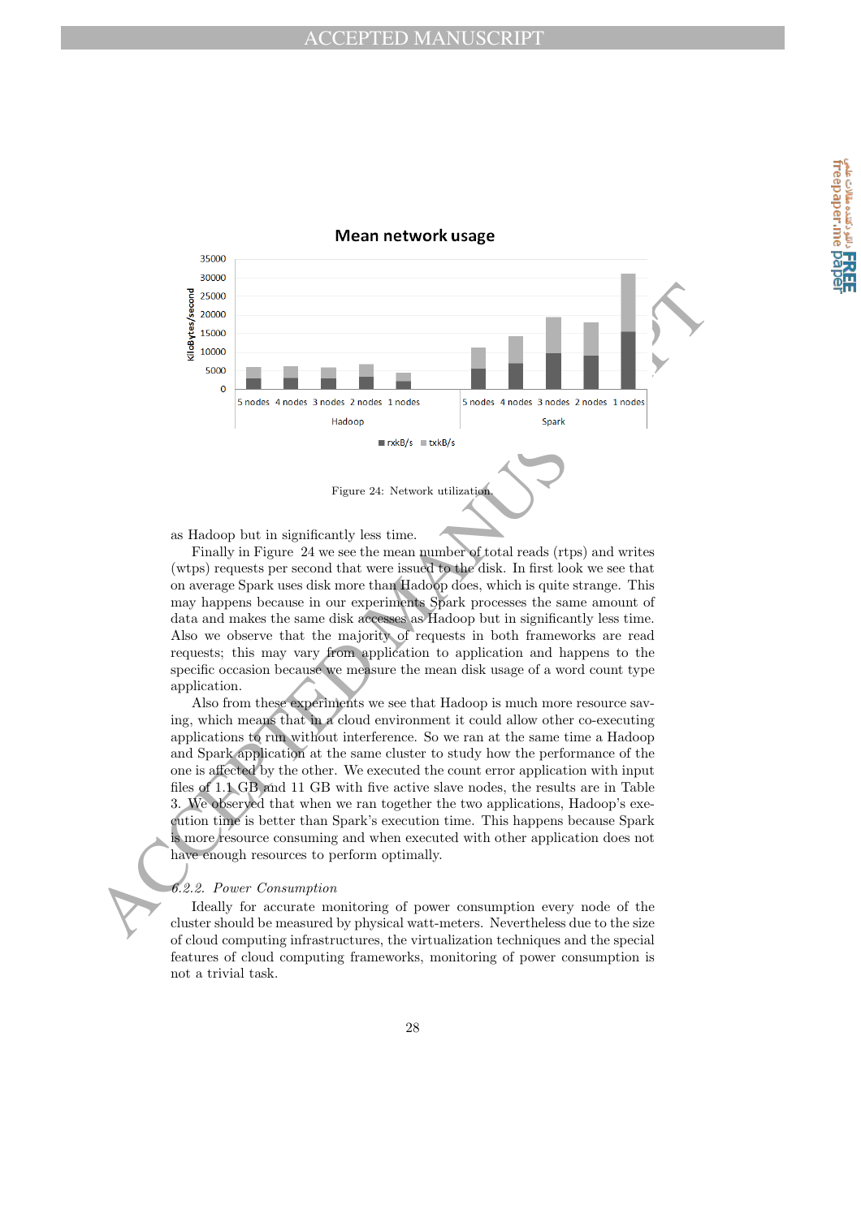Mean network usage

Figure 24: Network utilization.

as Hadoop but in significantly less time.

Finally in Figure 24 we see the mean number of total reads (rtps) and writes (wtps) requests per second that were issued to the disk. In first look we see that on average Spark uses disk more than Hadoop does, which is quite strange. This may happens because in our experiments Spark processes the same amount of data and makes the same disk accesses as Hadoop but in significantly less time. Also we observe that the majority of requests in both frameworks are read requests; this may vary from application to application and happens to the specific occasion because we measure the mean disk usage of a word count type application.

Also from these experiments we see that Hadoop is much more resource saving, which means that in a cloud environment it could allow other co-executing applications to run without interference. So we ran at the same time a Hadoop and Spark application at the same cluster to study how the performance of the one is affected by the other. We executed the count error application with input files of 1.1 GB and 11 GB with five active slave nodes, the results are in Table 3. We observed that when we ran together the two applications, Hadoop's execution time is better than Spark's execution time. This happens because Spark is more resource consuming and when executed with other application does not have enough resources to perform optimally.

#### *6.2.2. Power Consumption*

Ideally for accurate monitoring of power consumption every node of the cluster should be measured by physical watt-meters. Nevertheless due to the size of cloud computing infrastructures, the virtualization techniques and the special features of cloud computing frameworks, monitoring of power consumption is not a trivial task.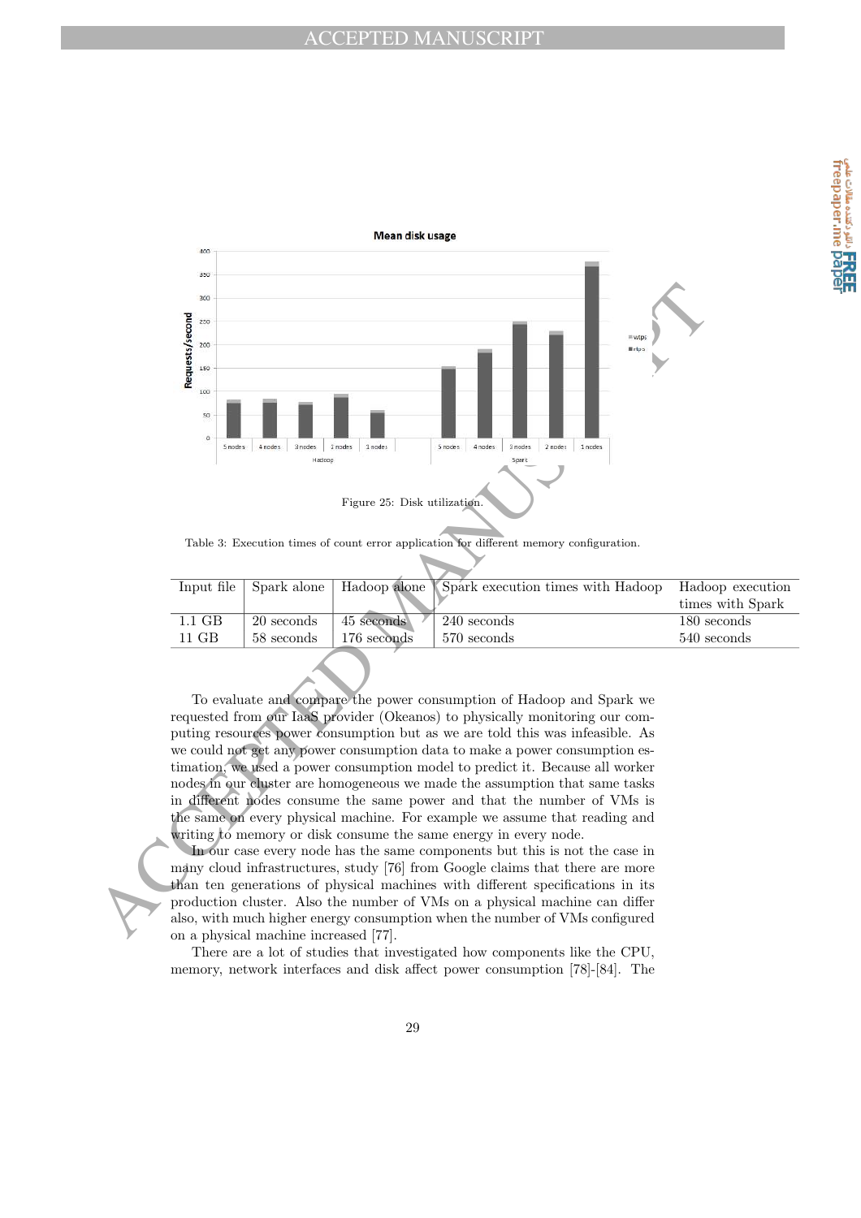Figure 25: Disk utilization.

Table 3: Execution times of count error application for different memory configuration.

| Input file | Spark alone | Hadoop alone | Spark execution times with Hadoop | Hadoop execution times with Spark |
|---|---|---|---|---|
| 1.1 GB | 20 seconds | 45 seconds | 240 seconds | 180 seconds |
| 11 GB | 58 seconds | 176 seconds | 570 seconds | 540 seconds |

To evaluate and compare the power consumption of Hadoop and Spark we requested from our IaaS provider (Okeanos) to physically monitoring our computing resources power consumption but as we are told this was infeasible. As we could not get any power consumption data to make a power consumption estimation, we used a power consumption model to predict it. Because all worker nodes in our cluster are homogeneous we made the assumption that same tasks in different nodes consume the same power and that the number of VMs is the same on every physical machine. For example we assume that reading and writing to memory or disk consume the same energy in every node.

In our case every node has the same components but this is not the case in many cloud infrastructures, study [76] from Google claims that there are more than ten generations of physical machines with different specifications in its production cluster. Also the number of VMs on a physical machine can differ also, with much higher energy consumption when the number of VMs configured on a physical machine increased [77].

There are a lot of studies that investigated how components like the CPU, memory, network interfaces and disk affect power consumption [78]-[84]. The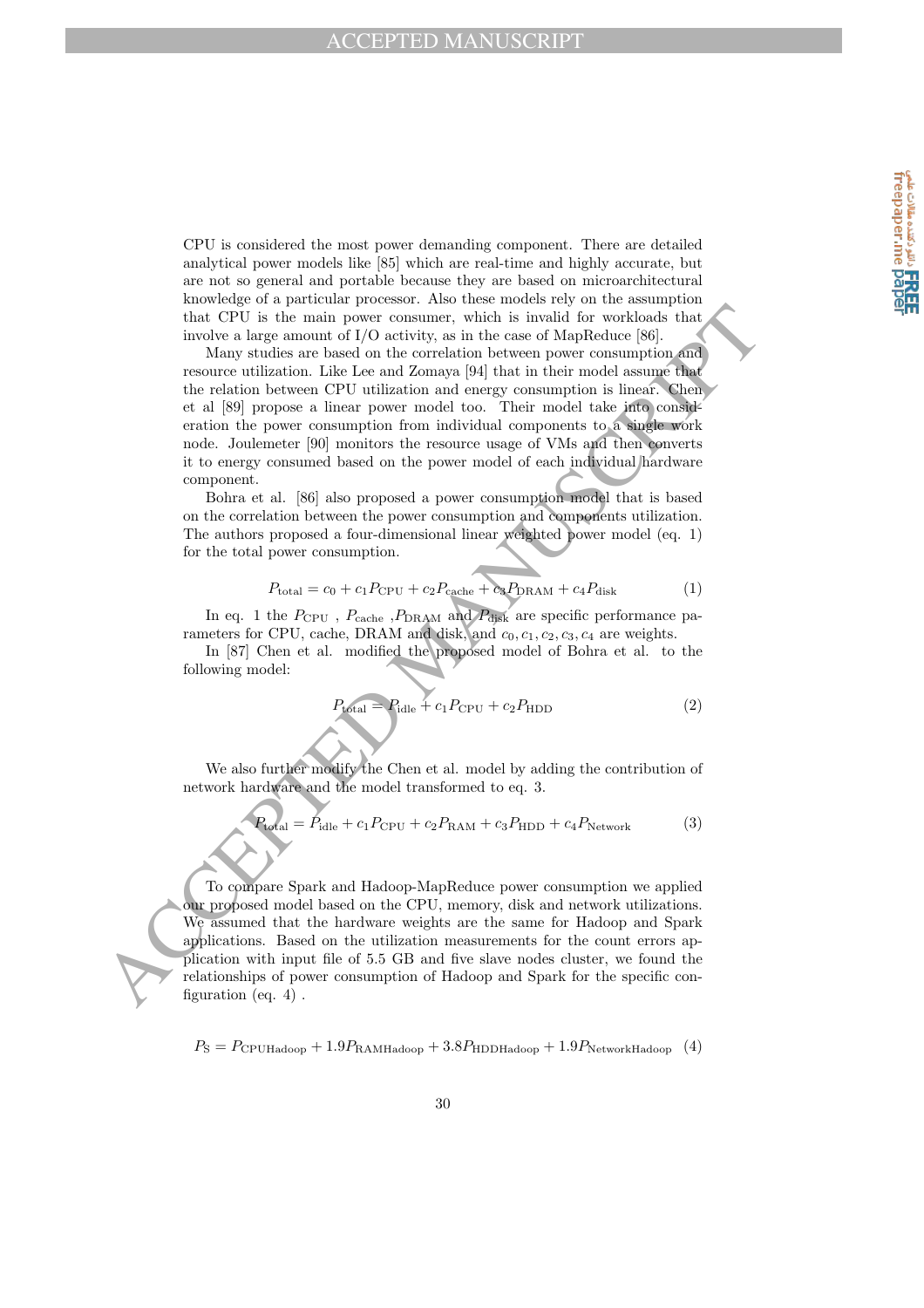CPU is considered the most power demanding component. There are detailed analytical power models like [85] which are real-time and highly accurate, but are not so general and portable because they are based on microarchitectural knowledge of a particular processor. Also these models rely on the assumption that CPU is the main power consumer, which is invalid for workloads that involve a large amount of I/O activity, as in the case of MapReduce [86].

Many studies are based on the correlation between power consumption and resource utilization. Like Lee and Zomaya [94] that in their model assume that the relation between CPU utilization and energy consumption is linear. Chen et al [89] propose a linear power model too. Their model take into consideration the power consumption from individual components to a single work node. Joulemeter [90] monitors the resource usage of VMs and then converts it to energy consumed based on the power model of each individual hardware component.

Bohra et al. [86] also proposed a power consumption model that is based on the correlation between the power consumption and components utilization. The authors proposed a four-dimensional linear weighted power model (eq. 1) for the total power consumption.

$$P_{\text{total}} = c_0 + c_1 P_{\text{CPU}} + c_2 P_{\text{cache}} + c_3 P_{\text{DRAM}} + c_4 P_{\text{disk}} \tag{1}$$

In eq. 1 the $P_{\text{CPU}}$ , $P_{\text{cache}}$ ,$P_{\text{DRAM}}$ and $P_{\text{disk}}$ are specific performance parameters for CPU, cache, DRAM and disk, and $c_0, c_1, c_2, c_3, c_4$ are weights.

In [87] Chen et al. modified the proposed model of Bohra et al. to the following model:

$$P_{\text{total}} = P_{\text{idle}} + c_1 P_{\text{CPU}} + c_2 P_{\text{HDD}} \tag{2}$$

We also further modify the Chen et al. model by adding the contribution of network hardware and the model transformed to eq. 3.

$$P_{\text{total}} = P_{\text{idle}} + c_1 P_{\text{CPU}} + c_2 P_{\text{RAM}} + c_3 P_{\text{HDD}} + c_4 P_{\text{Network}} \tag{3}$$

To compare Spark and Hadoop-MapReduce power consumption we applied our proposed model based on the CPU, memory, disk and network utilizations. We assumed that the hardware weights are the same for Hadoop and Spark applications. Based on the utilization measurements for the count errors application with input file of 5.5 GB and five slave nodes cluster, we found the relationships of power consumption of Hadoop and Spark for the specific configuration (eq. 4) .

$$P_{\text{S}} = P_{\text{CPUHadoop}} + 1.9 P_{\text{RAMHadoop}} + 3.8 P_{\text{HDDHadoop}} + 1.9 P_{\text{NetworkHadoop}} \tag{4}$$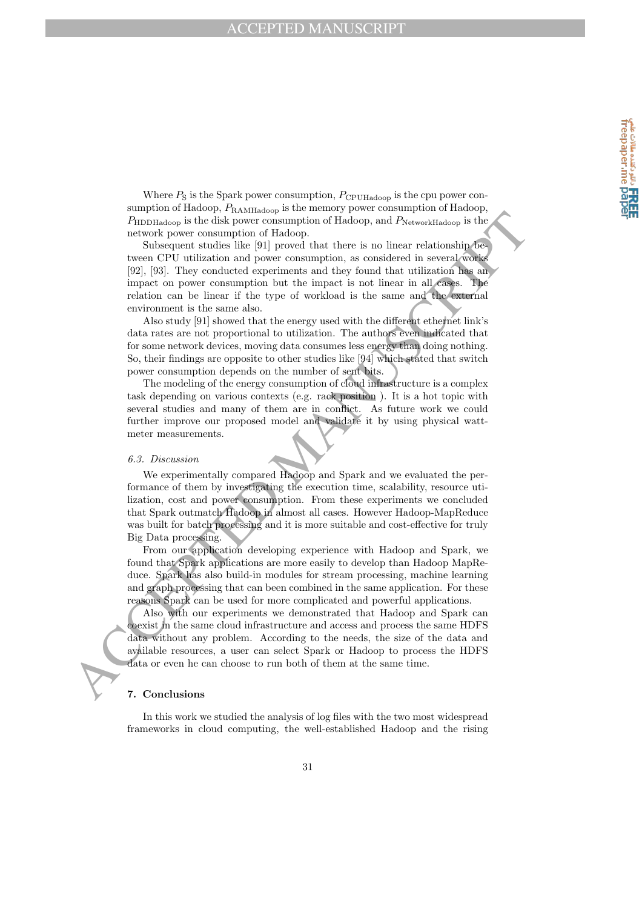Where $P_{\mathrm{S}}$ is the Spark power consumption, $P_{\mathrm{CPUHadoop}}$ is the cpu power consumption of Hadoop, $P_{\mathrm{RAMHadoop}}$ is the memory power consumption of Hadoop, $P_{\mathrm{HDDHadoop}}$ is the disk power consumption of Hadoop, and $P_{\mathrm{NetworkHadoop}}$ is the network power consumption of Hadoop.

Subsequent studies like [91] proved that there is no linear relationship between CPU utilization and power consumption, as considered in several works [92], [93]. They conducted experiments and they found that utilization has an impact on power consumption but the impact is not linear in all cases. The relation can be linear if the type of workload is the same and the external environment is the same also.

Also study [91] showed that the energy used with the different ethernet link's data rates are not proportional to utilization. The authors even indicated that for some network devices, moving data consumes less energy than doing nothing. So, their findings are opposite to other studies like [94] which stated that switch power consumption depends on the number of sent bits.

The modeling of the energy consumption of cloud infrastructure is a complex task depending on various contexts (e.g. rack position ). It is a hot topic with several studies and many of them are in conflict. As future work we could further improve our proposed model and validate it by using physical wattmeter measurements.

### *6.3. Discussion*

We experimentally compared Hadoop and Spark and we evaluated the performance of them by investigating the execution time, scalability, resource utilization, cost and power consumption. From these experiments we concluded that Spark outmatch Hadoop in almost all cases. However Hadoop-MapReduce was built for batch processing and it is more suitable and cost-effective for truly Big Data processing.

From our application developing experience with Hadoop and Spark, we found that Spark applications are more easily to develop than Hadoop MapReduce. Spark has also build-in modules for stream processing, machine learning and graph processing that can been combined in the same application. For these reasons Spark can be used for more complicated and powerful applications.

Also with our experiments we demonstrated that Hadoop and Spark can coexist in the same cloud infrastructure and access and process the same HDFS data without any problem. According to the needs, the size of the data and available resources, a user can select Spark or Hadoop to process the HDFS data or even he can choose to run both of them at the same time.

## 7. Conclusions

In this work we studied the analysis of log files with the two most widespread frameworks in cloud computing, the well-established Hadoop and the rising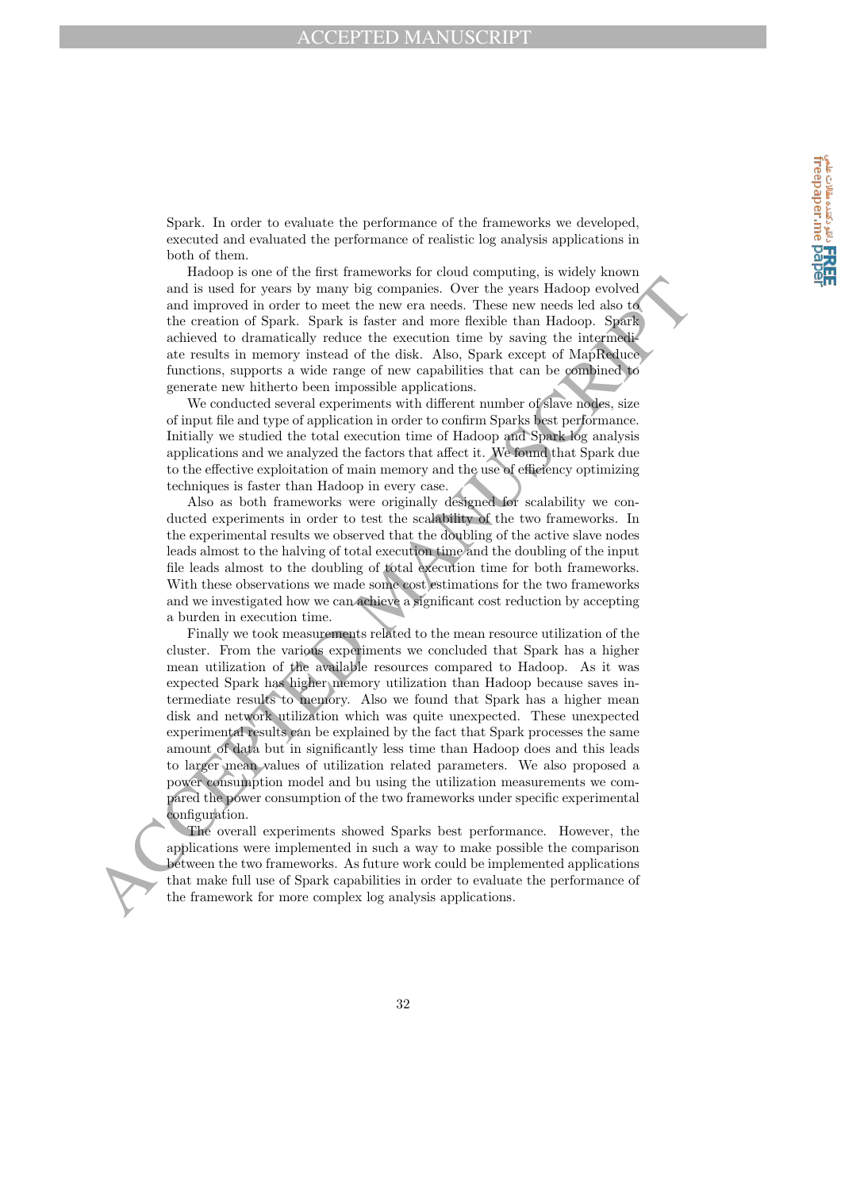Spark. In order to evaluate the performance of the frameworks we developed, executed and evaluated the performance of realistic log analysis applications in both of them.

Hadoop is one of the first frameworks for cloud computing, is widely known and is used for years by many big companies. Over the years Hadoop evolved and improved in order to meet the new era needs. These new needs led also to the creation of Spark. Spark is faster and more flexible than Hadoop. Spark achieved to dramatically reduce the execution time by saving the intermediate results in memory instead of the disk. Also, Spark except of MapReduce functions, supports a wide range of new capabilities that can be combined to generate new hitherto been impossible applications.

We conducted several experiments with different number of slave nodes, size of input file and type of application in order to confirm Sparks best performance. Initially we studied the total execution time of Hadoop and Spark log analysis applications and we analyzed the factors that affect it. We found that Spark due to the effective exploitation of main memory and the use of efficiency optimizing techniques is faster than Hadoop in every case.

Also as both frameworks were originally designed for scalability we conducted experiments in order to test the scalability of the two frameworks. In the experimental results we observed that the doubling of the active slave nodes leads almost to the halving of total execution time and the doubling of the input file leads almost to the doubling of total execution time for both frameworks. With these observations we made some cost estimations for the two frameworks and we investigated how we can achieve a significant cost reduction by accepting a burden in execution time.

Finally we took measurements related to the mean resource utilization of the cluster. From the various experiments we concluded that Spark has a higher mean utilization of the available resources compared to Hadoop. As it was expected Spark has higher memory utilization than Hadoop because saves intermediate results to memory. Also we found that Spark has a higher mean disk and network utilization which was quite unexpected. These unexpected experimental results can be explained by the fact that Spark processes the same amount of data but in significantly less time than Hadoop does and this leads to larger mean values of utilization related parameters. We also proposed a power consumption model and bu using the utilization measurements we compared the power consumption of the two frameworks under specific experimental configuration.

The overall experiments showed Sparks best performance. However, the applications were implemented in such a way to make possible the comparison between the two frameworks. As future work could be implemented applications that make full use of Spark capabilities in order to evaluate the performance of the framework for more complex log analysis applications.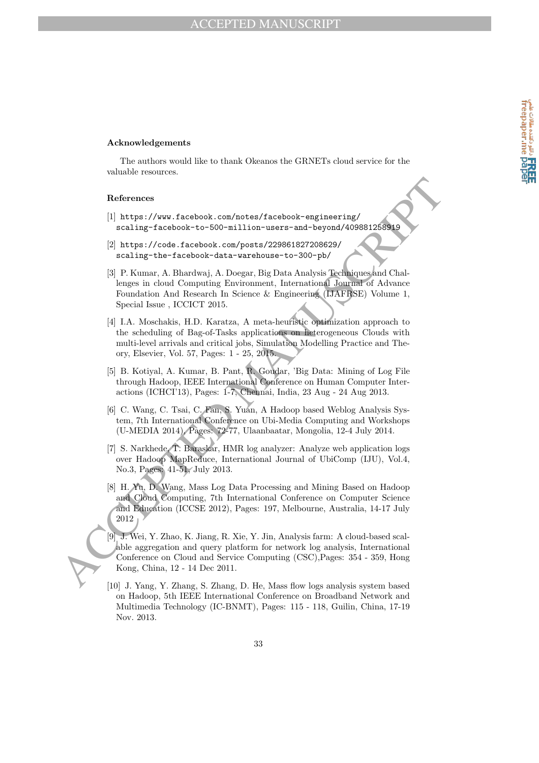### Acknowledgements

The authors would like to thank Okeanos the GRNETs cloud service for the valuable resources.

### References

[1] https://www.facebook.com/notes/facebook-engineering/scaling-facebook-to-500-million-users-and-beyond/409881258919

[2] https://code.facebook.com/posts/229861827208629/scaling-the-facebook-data-warehouse-to-300-pb/

[3] P. Kumar, A. Bhardwaj, A. Doegar, Big Data Analysis Techniques and Challenges in cloud Computing Environment, International Journal of Advance Foundation And Research In Science & Engineering (IJAFRSE) Volume 1, Special Issue , ICCICT 2015.

[4] I.A. Moschakis, H.D. Karatza, A meta-heuristic optimization approach to the scheduling of Bag-of-Tasks applications on heterogeneous Clouds with multi-level arrivals and critical jobs, Simulation Modelling Practice and Theory, Elsevier, Vol. 57, Pages: 1 - 25, 2015.

[5] B. Kotiyal, A. Kumar, B. Pant, R. Goudar, 'Big Data: Mining of Log File through Hadoop, IEEE International Conference on Human Computer Interactions (ICHCI'13), Pages: 1-7, Chennai, India, 23 Aug - 24 Aug 2013.

[6] C. Wang, C. Tsai, C. Fan, S. Yuan, A Hadoop based Weblog Analysis System, 7th International Conference on Ubi-Media Computing and Workshops (U-MEDIA 2014), Pages: 72-77, Ulaanbaatar, Mongolia, 12-4 July 2014.

[7] S. Narkhede, T. Baraskar, HMR log analyzer: Analyze web application logs over Hadoop MapReduce, International Journal of UbiComp (IJU), Vol.4, No.3, Pages: 41-51, July 2013.

[8] H. Yu, D. Wang, Mass Log Data Processing and Mining Based on Hadoop and Cloud Computing, 7th International Conference on Computer Science and Education (ICCSE 2012), Pages: 197, Melbourne, Australia, 14-17 July 2012

[9] J. Wei, Y. Zhao, K. Jiang, R. Xie, Y. Jin, Analysis farm: A cloud-based scalable aggregation and query platform for network log analysis, International Conference on Cloud and Service Computing (CSC),Pages: 354 - 359, Hong Kong, China, 12 - 14 Dec 2011.

[10] J. Yang, Y. Zhang, S. Zhang, D. He, Mass flow logs analysis system based on Hadoop, 5th IEEE International Conference on Broadband Network and Multimedia Technology (IC-BNMT), Pages: 115 - 118, Guilin, China, 17-19 Nov. 2013.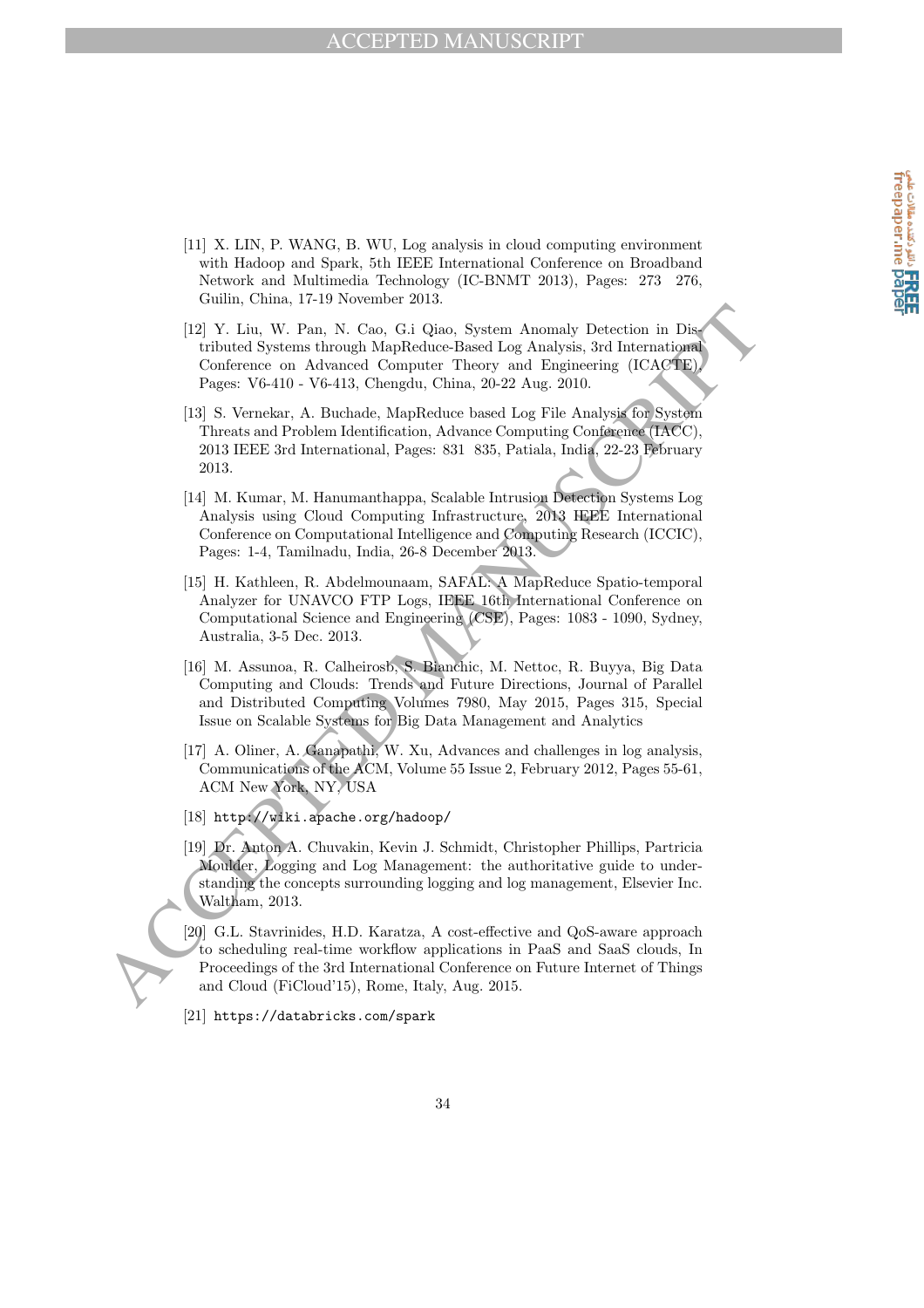[11] X. LIN, P. WANG, B. WU, Log analysis in cloud computing environment with Hadoop and Spark, 5th IEEE International Conference on Broadband Network and Multimedia Technology (IC-BNMT 2013), Pages: 273 276, Guilin, China, 17-19 November 2013.

[12] Y. Liu, W. Pan, N. Cao, G.i Qiao, System Anomaly Detection in Distributed Systems through MapReduce-Based Log Analysis, 3rd International Conference on Advanced Computer Theory and Engineering (ICACTE), Pages: V6-410 - V6-413, Chengdu, China, 20-22 Aug. 2010.

[13] S. Vernekar, A. Buchade, MapReduce based Log File Analysis for System Threats and Problem Identification, Advance Computing Conference (IACC), 2013 IEEE 3rd International, Pages: 831 835, Patiala, India, 22-23 February 2013.

[14] M. Kumar, M. Hanumanthappa, Scalable Intrusion Detection Systems Log Analysis using Cloud Computing Infrastructure, 2013 IEEE International Conference on Computational Intelligence and Computing Research (ICCIC), Pages: 1-4, Tamilnadu, India, 26-8 December 2013.

[15] H. Kathleen, R. Abdelmounaam, SAFAL: A MapReduce Spatio-temporal Analyzer for UNAVCO FTP Logs, IEEE 16th International Conference on Computational Science and Engineering (CSE), Pages: 1083 - 1090, Sydney, Australia, 3-5 Dec. 2013.

[16] M. Assunoa, R. Calheirosb, S. Bianchic, M. Nettoc, R. Buyya, Big Data Computing and Clouds: Trends and Future Directions, Journal of Parallel and Distributed Computing Volumes 7980, May 2015, Pages 315, Special Issue on Scalable Systems for Big Data Management and Analytics

[17] A. Oliner, A. Ganapathi, W. Xu, Advances and challenges in log analysis, Communications of the ACM, Volume 55 Issue 2, February 2012, Pages 55-61, ACM New York, NY, USA

[18] http://wiki.apache.org/hadoop/

[19] Dr. Anton A. Chuvakin, Kevin J. Schmidt, Christopher Phillips, Partricia Moulder, Logging and Log Management: the authoritative guide to understanding the concepts surrounding logging and log management, Elsevier Inc. Waltham, 2013.

[20] G.L. Stavrinides, H.D. Karatza, A cost-effective and QoS-aware approach to scheduling real-time workflow applications in PaaS and SaaS clouds, In Proceedings of the 3rd International Conference on Future Internet of Things and Cloud (FiCloud'15), Rome, Italy, Aug. 2015.

[21] https://databricks.com/spark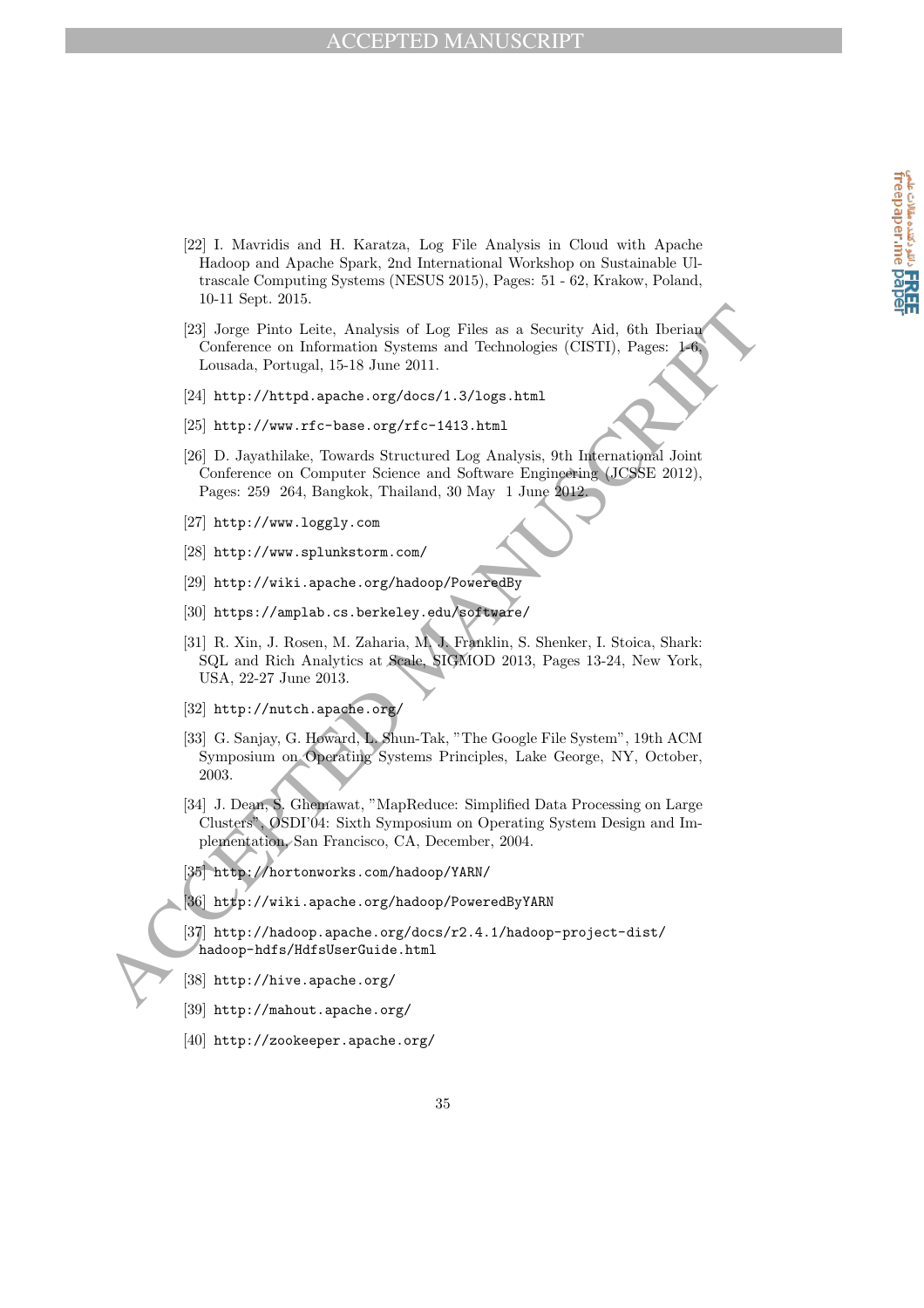[22] I. Mavridis and H. Karatza, Log File Analysis in Cloud with Apache Hadoop and Apache Spark, 2nd International Workshop on Sustainable Ultrascale Computing Systems (NESUS 2015), Pages: 51 - 62, Krakow, Poland, 10-11 Sept. 2015.

[23] Jorge Pinto Leite, Analysis of Log Files as a Security Aid, 6th Iberian Conference on Information Systems and Technologies (CISTI), Pages: 1-6, Lousada, Portugal, 15-18 June 2011.

[24] http://httpd.apache.org/docs/1.3/logs.html

[25] http://www.rfc-base.org/rfc-1413.html

[26] D. Jayathilake, Towards Structured Log Analysis, 9th International Joint Conference on Computer Science and Software Engineering (JCSSE 2012), Pages: 259 264, Bangkok, Thailand, 30 May 1 June 2012.

[27] http://www.loggly.com

[28] http://www.splunkstorm.com/

[29] http://wiki.apache.org/hadoop/PoweredBy

[30] https://amplab.cs.berkeley.edu/software/

[31] R. Xin, J. Rosen, M. Zaharia, M. J. Franklin, S. Shenker, I. Stoica, Shark: SQL and Rich Analytics at Scale, SIGMOD 2013, Pages 13-24, New York, USA, 22-27 June 2013.

[32] http://nutch.apache.org/

[33] G. Sanjay, G. Howard, L. Shun-Tak, "The Google File System", 19th ACM Symposium on Operating Systems Principles, Lake George, NY, October, 2003.

[34] J. Dean, S. Ghemawat, "MapReduce: Simplified Data Processing on Large Clusters", OSDI'04: Sixth Symposium on Operating System Design and Implementation, San Francisco, CA, December, 2004.

[35] http://hortonworks.com/hadoop/YARN/

[36] http://wiki.apache.org/hadoop/PoweredByYARN

[37] http://hadoop.apache.org/docs/r2.4.1/hadoop-project-dist/hadoop-hdfs/HdfsUserGuide.html

[38] http://hive.apache.org/

[39] http://mahout.apache.org/

[40] http://zookeeper.apache.org/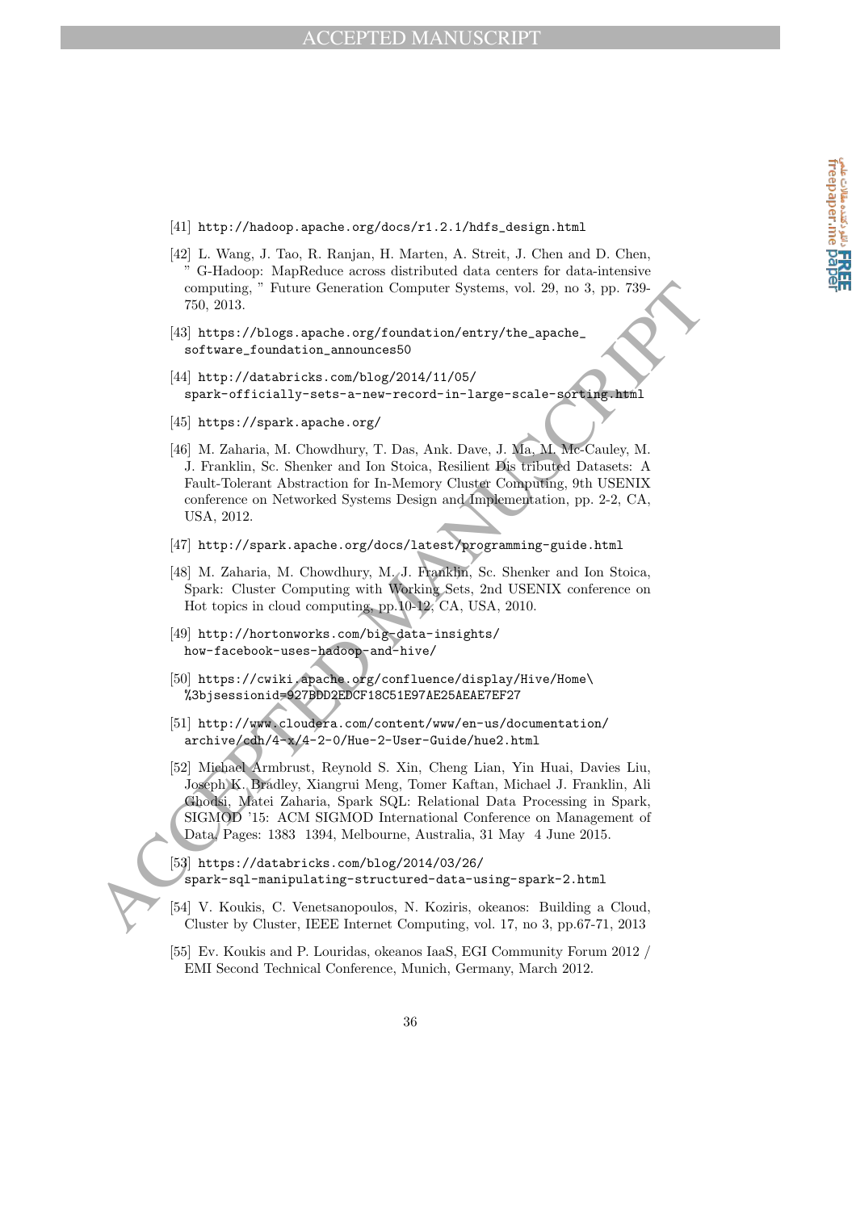[41] http://hadoop.apache.org/docs/r1.2.1/hdfs_design.html

[42] L. Wang, J. Tao, R. Ranjan, H. Marten, A. Streit, J. Chen and D. Chen, " G-Hadoop: MapReduce across distributed data centers for data-intensive computing, " Future Generation Computer Systems, vol. 29, no 3, pp. 739-750, 2013.

[43] https://blogs.apache.org/foundation/entry/the_apache_software_foundation_announces50

[44] http://databricks.com/blog/2014/11/05/spark-officially-sets-a-new-record-in-large-scale-sorting.html

[45] https://spark.apache.org/

[46] M. Zaharia, M. Chowdhury, T. Das, Ank. Dave, J. Ma, M. Mc-Cauley, M. J. Franklin, Sc. Shenker and Ion Stoica, Resilient Dis tributed Datasets: A Fault-Tolerant Abstraction for In-Memory Cluster Computing, 9th USENIX conference on Networked Systems Design and Implementation, pp. 2-2, CA, USA, 2012.

[47] http://spark.apache.org/docs/latest/programming-guide.html

[48] M. Zaharia, M. Chowdhury, M. J. Franklin, Sc. Shenker and Ion Stoica, Spark: Cluster Computing with Working Sets, 2nd USENIX conference on Hot topics in cloud computing, pp.10-12, CA, USA, 2010.

[49] http://hortonworks.com/big-data-insights/how-facebook-uses-hadoop-and-hive/

[50] https://cwiki.apache.org/confluence/display/Hive/Home\%3bjsessionid=927BDD2EDCF18C51E97AE25AEAE7EF27

[51] http://www.cloudera.com/content/www/en-us/documentation/archive/cdh/4-x/4-2-0/Hue-2-User-Guide/hue2.html

[52] Michael Armbrust, Reynold S. Xin, Cheng Lian, Yin Huai, Davies Liu, Joseph K. Bradley, Xiangrui Meng, Tomer Kaftan, Michael J. Franklin, Ali Ghodsi, Matei Zaharia, Spark SQL: Relational Data Processing in Spark, SIGMOD '15: ACM SIGMOD International Conference on Management of Data, Pages: 1383 1394, Melbourne, Australia, 31 May 4 June 2015.

[53] https://databricks.com/blog/2014/03/26/spark-sql-manipulating-structured-data-using-spark-2.html

[54] V. Koukis, C. Venetsanopoulos, N. Koziris, okeanos: Building a Cloud, Cluster by Cluster, IEEE Internet Computing, vol. 17, no 3, pp.67-71, 2013

[55] Ev. Koukis and P. Louridas, okeanos IaaS, EGI Community Forum 2012 / EMI Second Technical Conference, Munich, Germany, March 2012.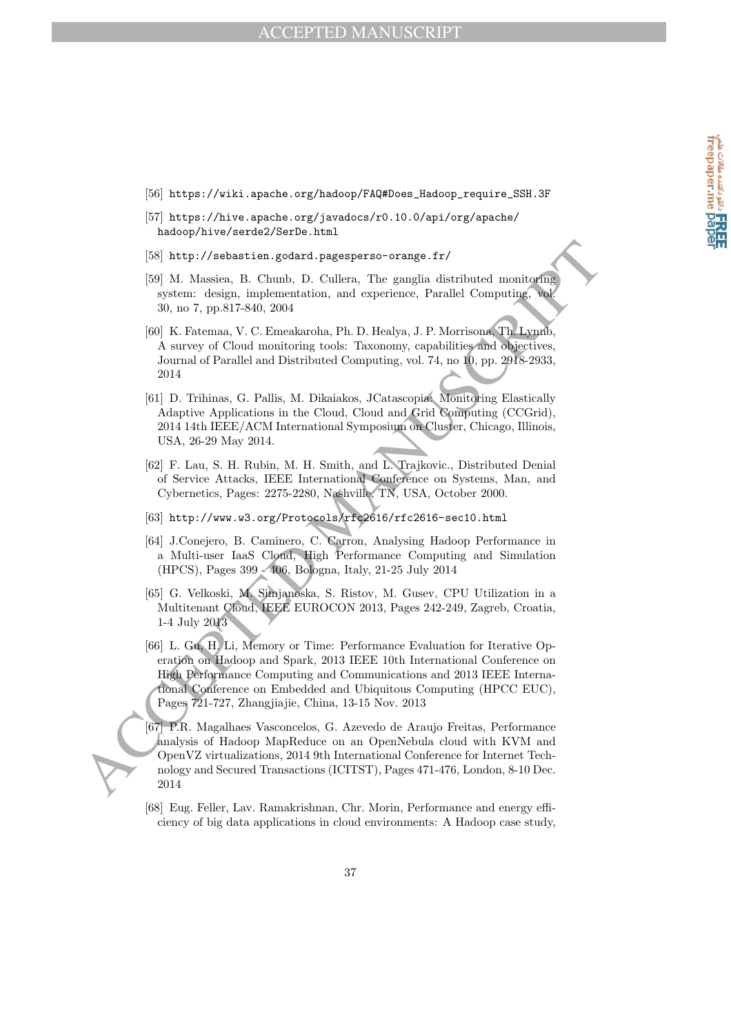[56] https://wiki.apache.org/hadoop/FAQ#Does_Hadoop_require_SSH.3F

[57] https://hive.apache.org/javadocs/r0.10.0/api/org/apache/hadoop/hive/serde2/SerDe.html

[58] http://sebastien.godard.pagesperso-orange.fr/

[59] M. Massiea, B. Chunb, D. Cullera, The ganglia distributed monitoring system: design, implementation, and experience, Parallel Computing, vol. 30, no 7, pp.817-840, 2004

[60] K. Fatemaa, V. C. Emeakaroha, Ph. D. Healya, J. P. Morrisona, Th. Lynnb, A survey of Cloud monitoring tools: Taxonomy, capabilities and objectives, Journal of Parallel and Distributed Computing, vol. 74, no 10, pp. 2918-2933, 2014

[61] D. Trihinas, G. Pallis, M. Dikaiakos, JCatascopia: Monitoring Elastically Adaptive Applications in the Cloud, Cloud and Grid Computing (CCGrid), 2014 14th IEEE/ACM International Symposium on Cluster, Chicago, Illinois, USA, 26-29 May 2014.

[62] F. Lau, S. H. Rubin, M. H. Smith, and L. Trajkovic., Distributed Denial of Service Attacks, IEEE International Conference on Systems, Man, and Cybernetics, Pages: 2275-2280, Nashville, TN, USA, October 2000.

[63] http://www.w3.org/Protocols/rfc2616/rfc2616-sec10.html

[64] J.Conejero, B. Caminero, C. Carron, Analysing Hadoop Performance in a Multi-user IaaS Cloud, High Performance Computing and Simulation (HPCS), Pages 399 - 406, Bologna, Italy, 21-25 July 2014

[65] G. Velkoski, M. Simjanoska, S. Ristov, M. Gusev, CPU Utilization in a Multitenant Cloud, IEEE EUROCON 2013, Pages 242-249, Zagreb, Croatia, 1-4 July 2013

[66] L. Gu, H. Li, Memory or Time: Performance Evaluation for Iterative Operation on Hadoop and Spark, 2013 IEEE 10th International Conference on High Performance Computing and Communications and 2013 IEEE International Conference on Embedded and Ubiquitous Computing (HPCC EUC), Pages 721-727, Zhangjiajie, China, 13-15 Nov. 2013

[67] P.R. Magalhaes Vasconcelos, G. Azevedo de Araujo Freitas, Performance analysis of Hadoop MapReduce on an OpenNebula cloud with KVM and OpenVZ virtualizations, 2014 9th International Conference for Internet Technology and Secured Transactions (ICITST), Pages 471-476, London, 8-10 Dec. 2014

[68] Eug. Feller, Lav. Ramakrishnan, Chr. Morin, Performance and energy efficiency of big data applications in cloud environments: A Hadoop case study,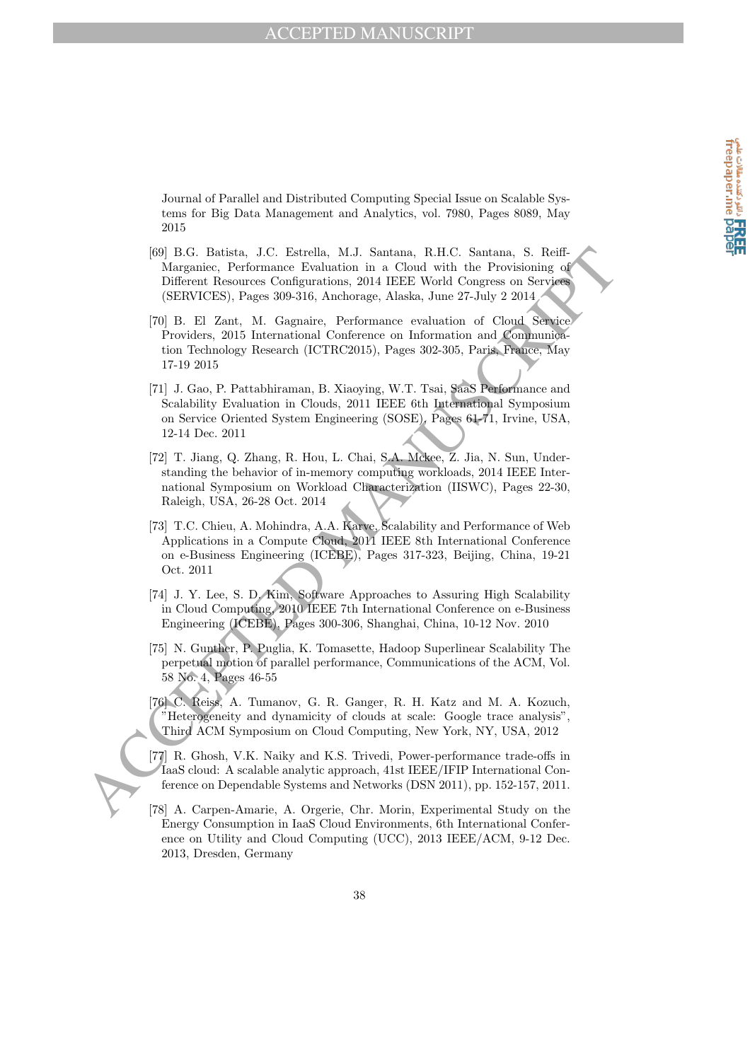Journal of Parallel and Distributed Computing Special Issue on Scalable Systems for Big Data Management and Analytics, vol. 7980, Pages 8089, May 2015

[69] B.G. Batista, J.C. Estrella, M.J. Santana, R.H.C. Santana, S. Reiff-Marganiec, Performance Evaluation in a Cloud with the Provisioning of Different Resources Configurations, 2014 IEEE World Congress on Services (SERVICES), Pages 309-316, Anchorage, Alaska, June 27-July 2 2014

[70] B. El Zant, M. Gagnaire, Performance evaluation of Cloud Service Providers, 2015 International Conference on Information and Communication Technology Research (ICTRC2015), Pages 302-305, Paris, France, May 17-19 2015

[71] J. Gao, P. Pattabhiraman, B. Xiaoying, W.T. Tsai, SaaS Performance and Scalability Evaluation in Clouds, 2011 IEEE 6th International Symposium on Service Oriented System Engineering (SOSE), Pages 61-71, Irvine, USA, 12-14 Dec. 2011

[72] T. Jiang, Q. Zhang, R. Hou, L. Chai, S.A. Mckee, Z. Jia, N. Sun, Understanding the behavior of in-memory computing workloads, 2014 IEEE International Symposium on Workload Characterization (IISWC), Pages 22-30, Raleigh, USA, 26-28 Oct. 2014

[73] T.C. Chieu, A. Mohindra, A.A. Karve, Scalability and Performance of Web Applications in a Compute Cloud, 2011 IEEE 8th International Conference on e-Business Engineering (ICEBE), Pages 317-323, Beijing, China, 19-21 Oct. 2011

[74] J. Y. Lee, S. D. Kim, Software Approaches to Assuring High Scalability in Cloud Computing, 2010 IEEE 7th International Conference on e-Business Engineering (ICEBE), Pages 300-306, Shanghai, China, 10-12 Nov. 2010

[75] N. Gunther, P. Puglia, K. Tomasette, Hadoop Superlinear Scalability The perpetual motion of parallel performance, Communications of the ACM, Vol. 58 No. 4, Pages 46-55

[76] C. Reiss, A. Tumanov, G. R. Ganger, R. H. Katz and M. A. Kozuch, "Heterogeneity and dynamicity of clouds at scale: Google trace analysis", Third ACM Symposium on Cloud Computing, New York, NY, USA, 2012

[77] R. Ghosh, V.K. Naiky and K.S. Trivedi, Power-performance trade-offs in IaaS cloud: A scalable analytic approach, 41st IEEE/IFIP International Conference on Dependable Systems and Networks (DSN 2011), pp. 152-157, 2011.

[78] A. Carpen-Amarie, A. Orgerie, Chr. Morin, Experimental Study on the Energy Consumption in IaaS Cloud Environments, 6th International Conference on Utility and Cloud Computing (UCC), 2013 IEEE/ACM, 9-12 Dec. 2013, Dresden, Germany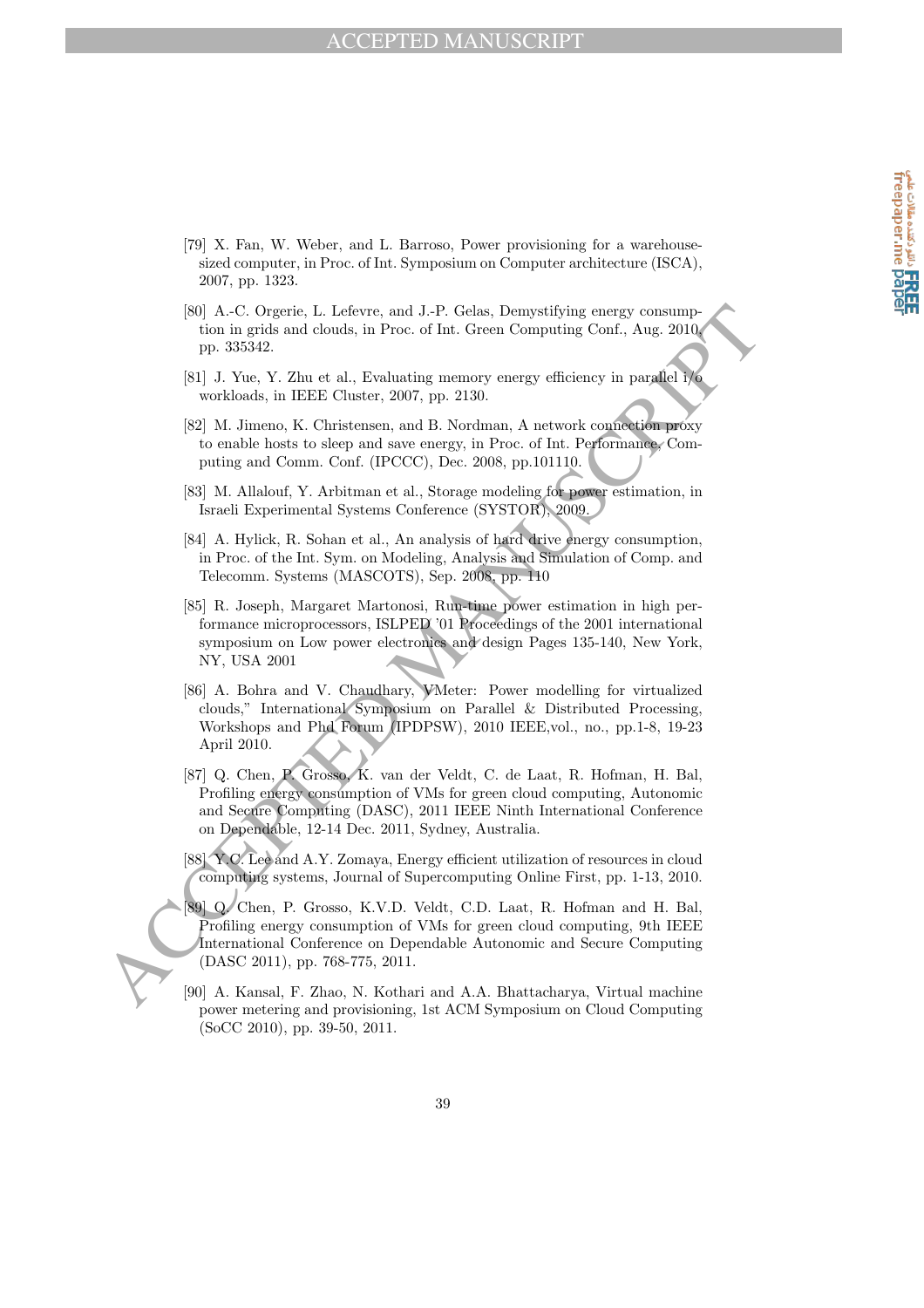[79] X. Fan, W. Weber, and L. Barroso, Power provisioning for a warehouse-sized computer, in Proc. of Int. Symposium on Computer architecture (ISCA), 2007, pp. 1323.

[80] A.-C. Orgerie, L. Lefevre, and J.-P. Gelas, Demystifying energy consumption in grids and clouds, in Proc. of Int. Green Computing Conf., Aug. 2010, pp. 335342.

[81] J. Yue, Y. Zhu et al., Evaluating memory energy efficiency in parallel i/o workloads, in IEEE Cluster, 2007, pp. 2130.

[82] M. Jimeno, K. Christensen, and B. Nordman, A network connection proxy to enable hosts to sleep and save energy, in Proc. of Int. Performance, Computing and Comm. Conf. (IPCCC), Dec. 2008, pp.101110.

[83] M. Allalouf, Y. Arbitman et al., Storage modeling for power estimation, in Israeli Experimental Systems Conference (SYSTOR), 2009.

[84] A. Hylick, R. Sohan et al., An analysis of hard drive energy consumption, in Proc. of the Int. Sym. on Modeling, Analysis and Simulation of Comp. and Telecomm. Systems (MASCOTS), Sep. 2008, pp. 110

[85] R. Joseph, Margaret Martonosi, Run-time power estimation in high performance microprocessors, ISLPED '01 Proceedings of the 2001 international symposium on Low power electronics and design Pages 135-140, New York, NY, USA 2001

[86] A. Bohra and V. Chaudhary, VMeter: Power modelling for virtualized clouds," International Symposium on Parallel & Distributed Processing, Workshops and Phd Forum (IPDPSW), 2010 IEEE,vol., no., pp.1-8, 19-23 April 2010.

[87] Q. Chen, P. Grosso, K. van der Veldt, C. de Laat, R. Hofman, H. Bal, Profiling energy consumption of VMs for green cloud computing, Autonomic and Secure Computing (DASC), 2011 IEEE Ninth International Conference on Dependable, 12-14 Dec. 2011, Sydney, Australia.

[88] Y.C. Lee and A.Y. Zomaya, Energy efficient utilization of resources in cloud computing systems, Journal of Supercomputing Online First, pp. 1-13, 2010.

[89] Q. Chen, P. Grosso, K.V.D. Veldt, C.D. Laat, R. Hofman and H. Bal, Profiling energy consumption of VMs for green cloud computing, 9th IEEE International Conference on Dependable Autonomic and Secure Computing (DASC 2011), pp. 768-775, 2011.

[90] A. Kansal, F. Zhao, N. Kothari and A.A. Bhattacharya, Virtual machine power metering and provisioning, 1st ACM Symposium on Cloud Computing (SoCC 2010), pp. 39-50, 2011.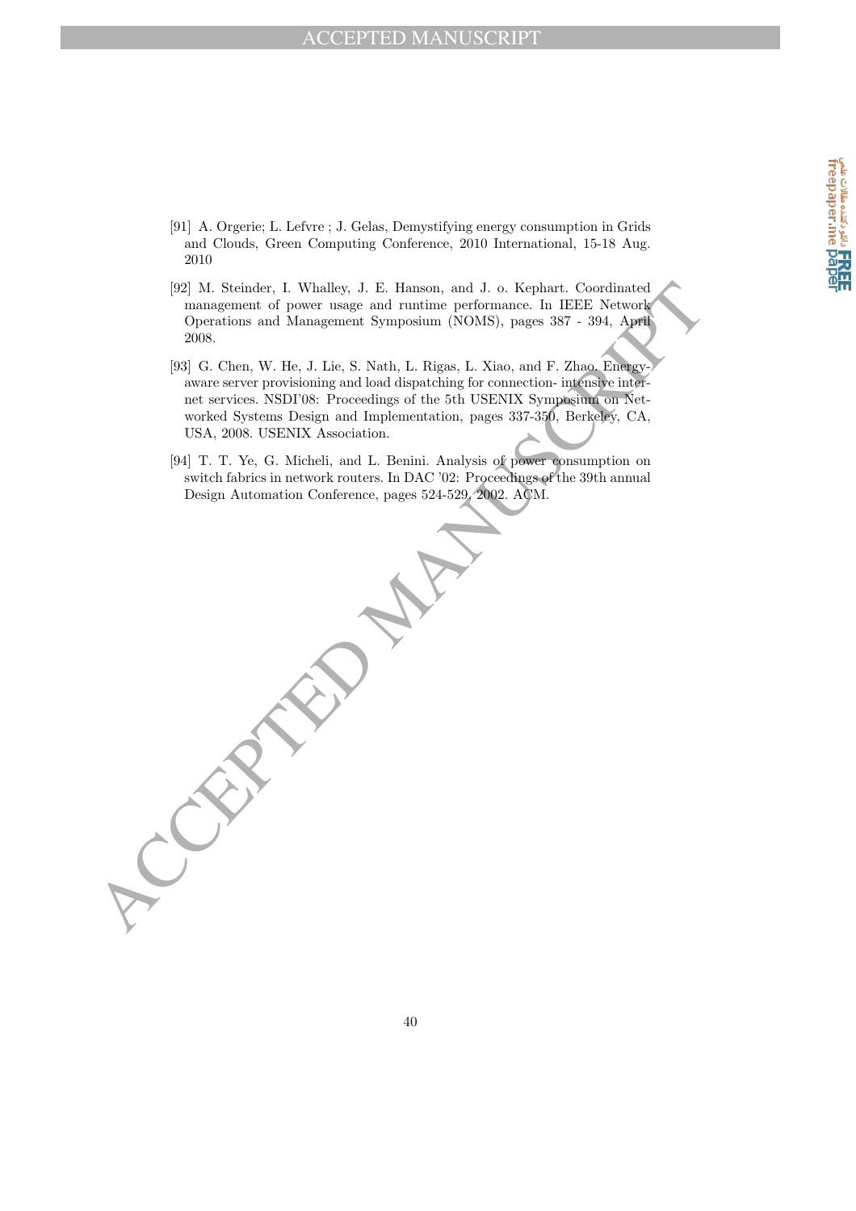[91] A. Orgerie; L. Lefvre ; J. Gelas, Demystifying energy consumption in Grids and Clouds, Green Computing Conference, 2010 International, 15-18 Aug. 2010

[92] M. Steinder, I. Whalley, J. E. Hanson, and J. o. Kephart. Coordinated management of power usage and runtime performance. In IEEE Network Operations and Management Symposium (NOMS), pages 387 - 394, April 2008.

[93] G. Chen, W. He, J. Lie, S. Nath, L. Rigas, L. Xiao, and F. Zhao. Energy-aware server provisioning and load dispatching for connection- intensive internet services. NSDI'08: Proceedings of the 5th USENIX Symposium on Networked Systems Design and Implementation, pages 337-350, Berkeley, CA, USA, 2008. USENIX Association.

[94] T. T. Ye, G. Micheli, and L. Benini. Analysis of power consumption on switch fabrics in network routers. In DAC '02: Proceedings of the 39th annual Design Automation Conference, pages 524-529, 2002. ACM.